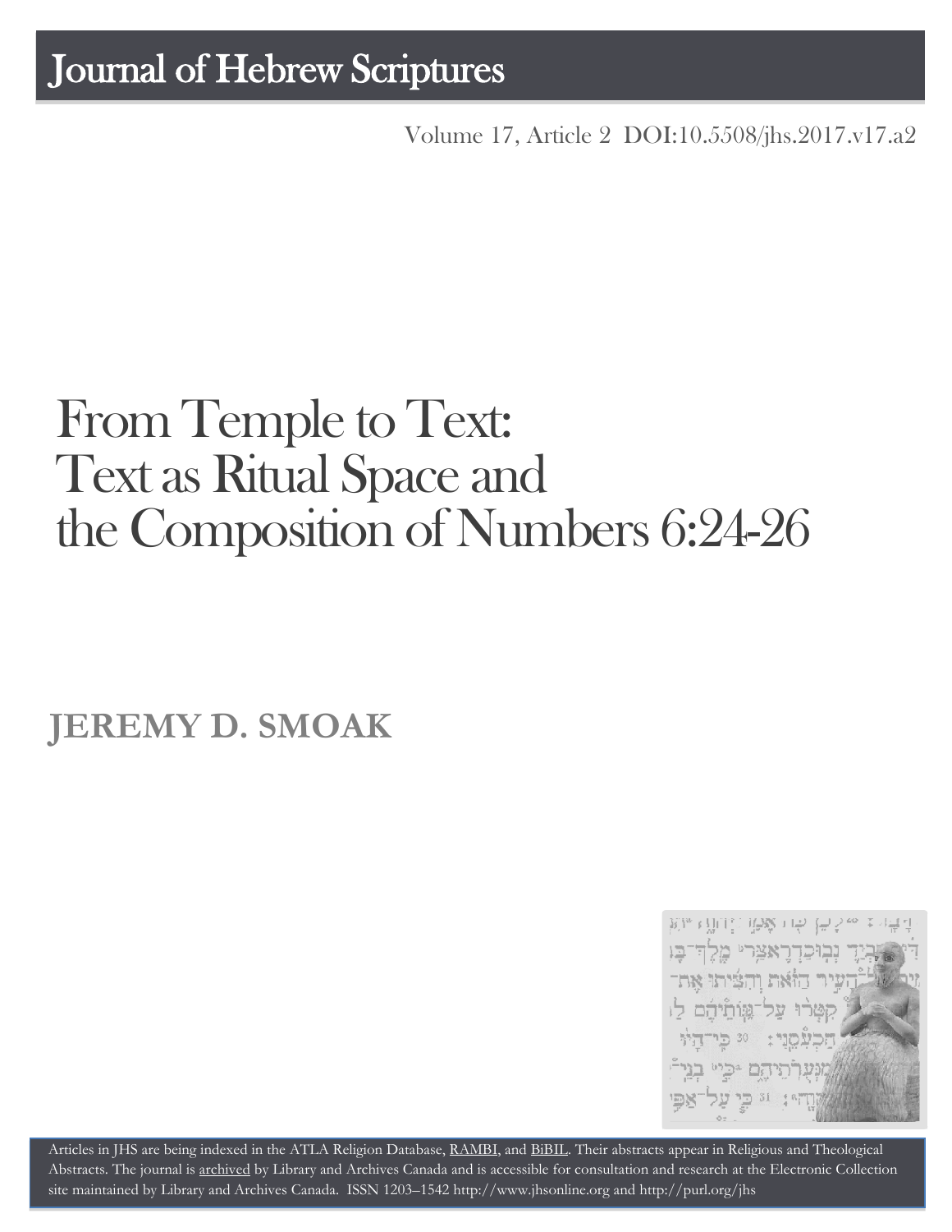# Journal of Hebrew Scriptures

Volume 17, Article 2 DOI:10.5508/jhs.2017.v17.a2

# From Temple to Text: Text as Ritual Space and the Composition of Numbers 6:24-26

## JEREMY D. SMOAK

Articles in JHS are being indexed in the ATLA Religion Database, RAMBI, and BiBIL. Their abstracts appear in Religious and Theological Abstracts. The journal is archived by Library and Archives Canada and is accessible for consultation and research at the Electronic Collection site maintained by Library and Archives Canada. ISSN 1203–1542 http://www.jhsonline.org and http://purl.org/jhs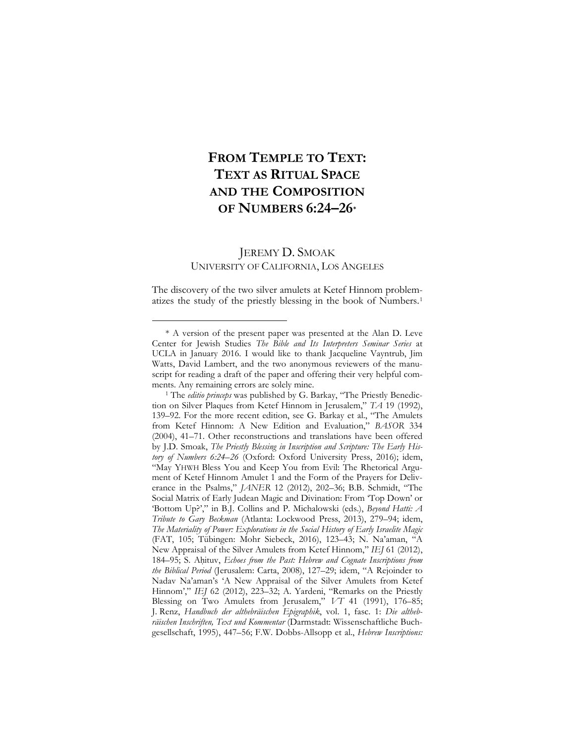# FROM TEMPLE TO TEXT: TEXT AS RITUAL SPACE AND THE COMPOSITION OF NUMBERS 6:24–26*

JEREMY D. SMOAK
UNIVERSITY OF CALIFORNIA, LOS ANGELES

The discovery of the two silver amulets at Ketef Hinnom problematizes the study of the priestly blessing in the book of Numbers.[1]

---

\* A version of the present paper was presented at the Alan D. Leve Center for Jewish Studies *The Bible and Its Interpreters Seminar Series* at UCLA in January 2016. I would like to thank Jacqueline Vayntrub, Jim Watts, David Lambert, and the two anonymous reviewers of the manuscript for reading a draft of the paper and offering their very helpful comments. Any remaining errors are solely mine.

[1] The *editio princeps* was published by G. Barkay, "The Priestly Benediction on Silver Plaques from Ketef Hinnom in Jerusalem," *TA* 19 (1992), 139–92. For the more recent edition, see G. Barkay et al., "The Amulets from Ketef Hinnom: A New Edition and Evaluation," *BASOR* 334 (2004), 41–71. Other reconstructions and translations have been offered by J.D. Smoak, *The Priestly Blessing in Inscription and Scripture: The Early History of Numbers 6:24–26* (Oxford: Oxford University Press, 2016); idem, "May YHWH Bless You and Keep You from Evil: The Rhetorical Argument of Ketef Hinnom Amulet 1 and the Form of the Prayers for Deliverance in the Psalms," *JANER* 12 (2012), 202–36; B.B. Schmidt, "The Social Matrix of Early Judean Magic and Divination: From 'Top Down' or 'Bottom Up?'," in B.J. Collins and P. Michalowski (eds.), *Beyond Hatti: A Tribute to Gary Beckman* (Atlanta: Lockwood Press, 2013), 279–94; idem, *The Materiality of Power: Explorations in the Social History of Early Israelite Magic* (FAT, 105; Tübingen: Mohr Siebeck, 2016), 123–43; N. Na'aman, "A New Appraisal of the Silver Amulets from Ketef Hinnom," *IEJ* 61 (2012), 184–95; S. Aḥituv, *Echoes from the Past: Hebrew and Cognate Inscriptions from the Biblical Period* (Jerusalem: Carta, 2008), 127–29; idem, "A Rejoinder to Nadav Na'aman's 'A New Appraisal of the Silver Amulets from Ketef Hinnom'," *IEJ* 62 (2012), 223–32; A. Yardeni, "Remarks on the Priestly Blessing on Two Amulets from Jerusalem," *VT* 41 (1991), 176–85; J. Renz, *Handbuch der althebräischen Epigraphik*, vol. 1, fasc. 1: *Die althebräischen Inschriften, Text und Kommentar* (Darmstadt: Wissenschaftliche Buchgesellschaft, 1995), 447–56; F.W. Dobbs-Allsopp et al., *Hebrew Inscriptions:*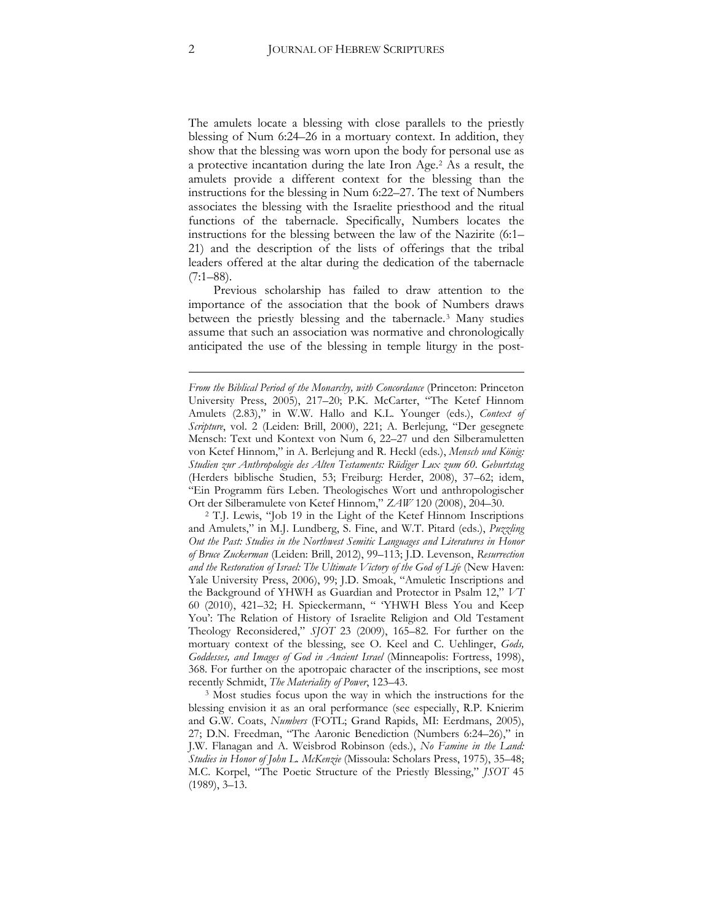The amulets locate a blessing with close parallels to the priestly blessing of Num 6:24–26 in a mortuary context. In addition, they show that the blessing was worn upon the body for personal use as a protective incantation during the late Iron Age.[2] As a result, the amulets provide a different context for the blessing than the instructions for the blessing in Num 6:22–27. The text of Numbers associates the blessing with the Israelite priesthood and the ritual functions of the tabernacle. Specifically, Numbers locates the instructions for the blessing between the law of the Nazirite (6:1–21) and the description of the lists of offerings that the tribal leaders offered at the altar during the dedication of the tabernacle (7:1–88).

Previous scholarship has failed to draw attention to the importance of the association that the book of Numbers draws between the priestly blessing and the tabernacle.[3] Many studies assume that such an association was normative and chronologically anticipated the use of the blessing in temple liturgy in the post-

---

*From the Biblical Period of the Monarchy, with Concordance* (Princeton: Princeton University Press, 2005), 217–20; P.K. McCarter, "The Ketef Hinnom Amulets (2.83)," in W.W. Hallo and K.L. Younger (eds.), *Context of Scripture*, vol. 2 (Leiden: Brill, 2000), 221; A. Berlejung, "Der gesegnete Mensch: Text und Kontext von Num 6, 22–27 und den Silberamuletten von Ketef Hinnom," in A. Berlejung and R. Heckl (eds.), *Mensch und König: Studien zur Anthropologie des Alten Testaments: Rüdiger Lux zum 60. Geburtstag* (Herders biblische Studien, 53; Freiburg: Herder, 2008), 37–62; idem, "Ein Programm fürs Leben. Theologisches Wort und anthropologischer Ort der Silberamulete von Ketef Hinnom," *ZAW* 120 (2008), 204–30.

[2] T.J. Lewis, "Job 19 in the Light of the Ketef Hinnom Inscriptions and Amulets," in M.J. Lundberg, S. Fine, and W.T. Pitard (eds.), *Puzzling Out the Past: Studies in the Northwest Semitic Languages and Literatures in Honor of Bruce Zuckerman* (Leiden: Brill, 2012), 99–113; J.D. Levenson, *Resurrection and the Restoration of Israel: The Ultimate Victory of the God of Life* (New Haven: Yale University Press, 2006), 99; J.D. Smoak, "Amuletic Inscriptions and the Background of YHWH as Guardian and Protector in Psalm 12," *VT* 60 (2010), 421–32; H. Spieckermann, " 'YHWH Bless You and Keep You': The Relation of History of Israelite Religion and Old Testament Theology Reconsidered," *SJOT* 23 (2009), 165–82. For further on the mortuary context of the blessing, see O. Keel and C. Uehlinger, *Gods, Goddesses, and Images of God in Ancient Israel* (Minneapolis: Fortress, 1998), 368. For further on the apotropaic character of the inscriptions, see most recently Schmidt, *The Materiality of Power*, 123–43.

[3] Most studies focus upon the way in which the instructions for the blessing envision it as an oral performance (see especially, R.P. Knierim and G.W. Coats, *Numbers* (FOTL; Grand Rapids, MI: Eerdmans, 2005), 27; D.N. Freedman, "The Aaronic Benediction (Numbers 6:24–26)," in J.W. Flanagan and A. Weisbrod Robinson (eds.), *No Famine in the Land: Studies in Honor of John L. McKenzie* (Missoula: Scholars Press, 1975), 35–48; M.C. Korpel, "The Poetic Structure of the Priestly Blessing," *JSOT* 45 (1989), 3–13.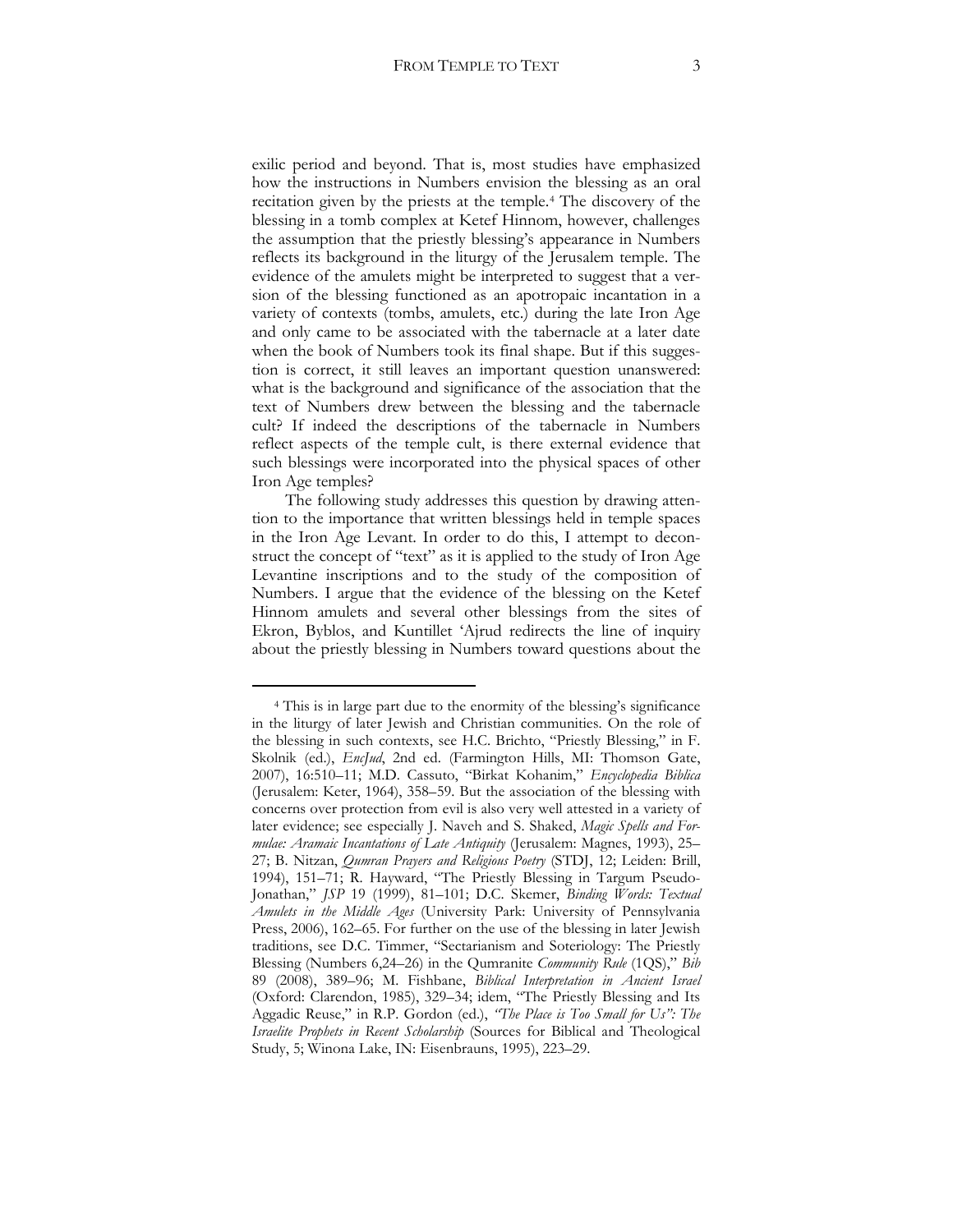exilic period and beyond. That is, most studies have emphasized how the instructions in Numbers envision the blessing as an oral recitation given by the priests at the temple.[4] The discovery of the blessing in a tomb complex at Ketef Hinnom, however, challenges the assumption that the priestly blessing's appearance in Numbers reflects its background in the liturgy of the Jerusalem temple. The evidence of the amulets might be interpreted to suggest that a version of the blessing functioned as an apotropaic incantation in a variety of contexts (tombs, amulets, etc.) during the late Iron Age and only came to be associated with the tabernacle at a later date when the book of Numbers took its final shape. But if this suggestion is correct, it still leaves an important question unanswered: what is the background and significance of the association that the text of Numbers drew between the blessing and the tabernacle cult? If indeed the descriptions of the tabernacle in Numbers reflect aspects of the temple cult, is there external evidence that such blessings were incorporated into the physical spaces of other Iron Age temples?

The following study addresses this question by drawing attention to the importance that written blessings held in temple spaces in the Iron Age Levant. In order to do this, I attempt to deconstruct the concept of "text" as it is applied to the study of Iron Age Levantine inscriptions and to the study of the composition of Numbers. I argue that the evidence of the blessing on the Ketef Hinnom amulets and several other blessings from the sites of Ekron, Byblos, and Kuntillet ʿAjrud redirects the line of inquiry about the priestly blessing in Numbers toward questions about the

---

[4] This is in large part due to the enormity of the blessing's significance in the liturgy of later Jewish and Christian communities. On the role of the blessing in such contexts, see H.C. Brichto, "Priestly Blessing," in F. Skolnik (ed.), *EncJud*, 2nd ed. (Farmington Hills, MI: Thomson Gate, 2007), 16:510–11; M.D. Cassuto, "Birkat Kohanim," *Encyclopedia Biblica* (Jerusalem: Keter, 1964), 358–59. But the association of the blessing with concerns over protection from evil is also very well attested in a variety of later evidence; see especially J. Naveh and S. Shaked, *Magic Spells and Formulae: Aramaic Incantations of Late Antiquity* (Jerusalem: Magnes, 1993), 25–27; B. Nitzan, *Qumran Prayers and Religious Poetry* (STDJ, 12; Leiden: Brill, 1994), 151–71; R. Hayward, "The Priestly Blessing in Targum Pseudo-Jonathan," *JSP* 19 (1999), 81–101; D.C. Skemer, *Binding Words: Textual Amulets in the Middle Ages* (University Park: University of Pennsylvania Press, 2006), 162–65. For further on the use of the blessing in later Jewish traditions, see D.C. Timmer, "Sectarianism and Soteriology: The Priestly Blessing (Numbers 6,24–26) in the Qumranite *Community Rule* (1QS)," *Bib* 89 (2008), 389–96; M. Fishbane, *Biblical Interpretation in Ancient Israel* (Oxford: Clarendon, 1985), 329–34; idem, "The Priestly Blessing and Its Aggadic Reuse," in R.P. Gordon (ed.), *"The Place is Too Small for Us": The Israelite Prophets in Recent Scholarship* (Sources for Biblical and Theological Study, 5; Winona Lake, IN: Eisenbrauns, 1995), 223–29.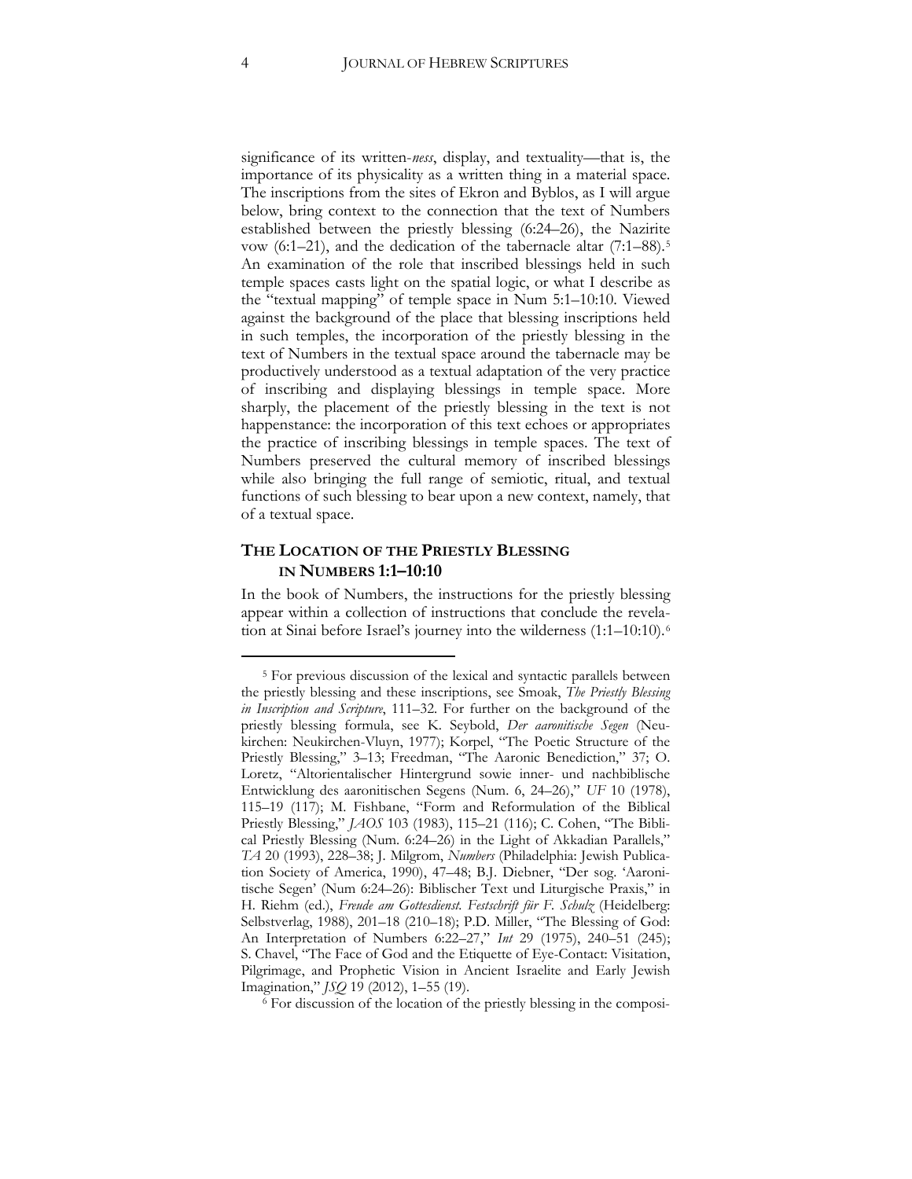significance of its written-*ness*, display, and textuality—that is, the importance of its physicality as a written thing in a material space. The inscriptions from the sites of Ekron and Byblos, as I will argue below, bring context to the connection that the text of Numbers established between the priestly blessing (6:24–26), the Nazirite vow (6:1–21), and the dedication of the tabernacle altar (7:1–88).[5] An examination of the role that inscribed blessings held in such temple spaces casts light on the spatial logic, or what I describe as the "textual mapping" of temple space in Num 5:1–10:10. Viewed against the background of the place that blessing inscriptions held in such temples, the incorporation of the priestly blessing in the text of Numbers in the textual space around the tabernacle may be productively understood as a textual adaptation of the very practice of inscribing and displaying blessings in temple space. More sharply, the placement of the priestly blessing in the text is not happenstance: the incorporation of this text echoes or appropriates the practice of inscribing blessings in temple spaces. The text of Numbers preserved the cultural memory of inscribed blessings while also bringing the full range of semiotic, ritual, and textual functions of such blessing to bear upon a new context, namely, that of a textual space.

## THE LOCATION OF THE PRIESTLY BLESSING IN NUMBERS 1:1–10:10

In the book of Numbers, the instructions for the priestly blessing appear within a collection of instructions that conclude the revelation at Sinai before Israel's journey into the wilderness (1:1–10:10).[6]

---

[5] For previous discussion of the lexical and syntactic parallels between the priestly blessing and these inscriptions, see Smoak, *The Priestly Blessing in Inscription and Scripture*, 111–32. For further on the background of the priestly blessing formula, see K. Seybold, *Der aaronitische Segen* (Neukirchen: Neukirchen-Vluyn, 1977); Korpel, "The Poetic Structure of the Priestly Blessing," 3–13; Freedman, "The Aaronic Benediction," 37; O. Loretz, "Altorientalischer Hintergrund sowie inner- und nachbiblische Entwicklung des aaronitischen Segens (Num. 6, 24–26)," *UF* 10 (1978), 115–19 (117); M. Fishbane, "Form and Reformulation of the Biblical Priestly Blessing," *JAOS* 103 (1983), 115–21 (116); C. Cohen, "The Biblical Priestly Blessing (Num. 6:24–26) in the Light of Akkadian Parallels," *TA* 20 (1993), 228–38; J. Milgrom, *Numbers* (Philadelphia: Jewish Publication Society of America, 1990), 47–48; B.J. Diebner, "Der sog. 'Aaronitische Segen' (Num 6:24–26): Biblischer Text und Liturgische Praxis," in H. Riehm (ed.), *Freude am Gottesdienst. Festschrift für F. Schulz* (Heidelberg: Selbstverlag, 1988), 201–18 (210–18); P.D. Miller, "The Blessing of God: An Interpretation of Numbers 6:22–27," *Int* 29 (1975), 240–51 (245); S. Chavel, "The Face of God and the Etiquette of Eye-Contact: Visitation, Pilgrimage, and Prophetic Vision in Ancient Israelite and Early Jewish Imagination," *JSQ* 19 (2012), 1–55 (19).

[6] For discussion of the location of the priestly blessing in the composi-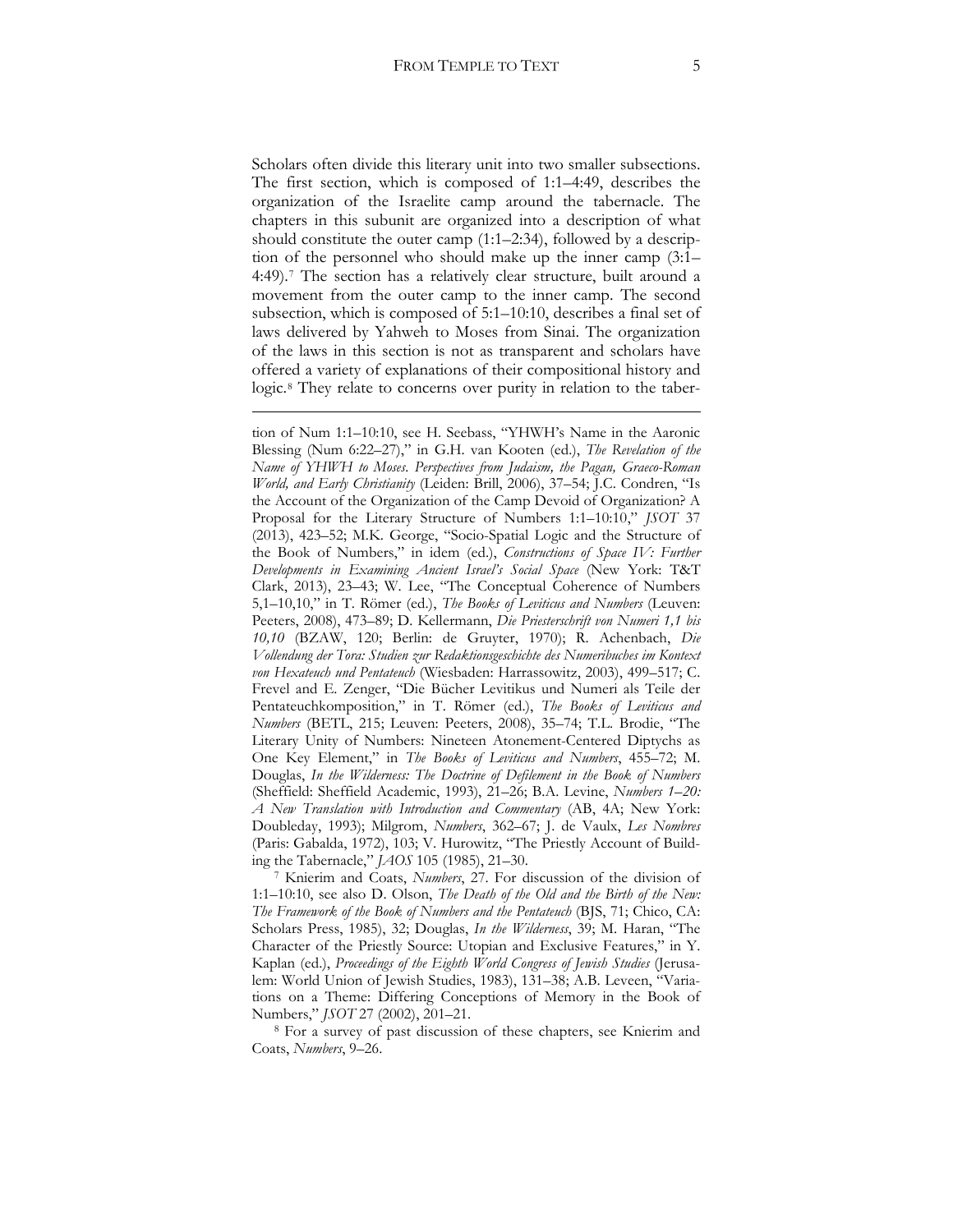Scholars often divide this literary unit into two smaller subsections. The first section, which is composed of 1:1–4:49, describes the organization of the Israelite camp around the tabernacle. The chapters in this subunit are organized into a description of what should constitute the outer camp (1:1–2:34), followed by a description of the personnel who should make up the inner camp (3:1–4:49).[7] The section has a relatively clear structure, built around a movement from the outer camp to the inner camp. The second subsection, which is composed of 5:1–10:10, describes a final set of laws delivered by Yahweh to Moses from Sinai. The organization of the laws in this section is not as transparent and scholars have offered a variety of explanations of their compositional history and logic.[8] They relate to concerns over purity in relation to the taber-

---

tion of Num 1:1–10:10, see H. Seebass, "YHWH's Name in the Aaronic Blessing (Num 6:22–27)," in G.H. van Kooten (ed.), *The Revelation of the Name of YHWH to Moses. Perspectives from Judaism, the Pagan, Graeco-Roman World, and Early Christianity* (Leiden: Brill, 2006), 37–54; J.C. Condren, "Is the Account of the Organization of the Camp Devoid of Organization? A Proposal for the Literary Structure of Numbers 1:1–10:10," *JSOT* 37 (2013), 423–52; M.K. George, "Socio-Spatial Logic and the Structure of the Book of Numbers," in idem (ed.), *Constructions of Space IV: Further Developments in Examining Ancient Israel's Social Space* (New York: T&T Clark, 2013), 23–43; W. Lee, "The Conceptual Coherence of Numbers 5,1–10,10," in T. Römer (ed.), *The Books of Leviticus and Numbers* (Leuven: Peeters, 2008), 473–89; D. Kellermann, *Die Priesterschrift von Numeri 1,1 bis 10,10* (BZAW, 120; Berlin: de Gruyter, 1970); R. Achenbach, *Die Vollendung der Tora: Studien zur Redaktionsgeschichte des Numeribuches im Kontext von Hexateuch und Pentateuch* (Wiesbaden: Harrassowitz, 2003), 499–517; C. Frevel and E. Zenger, "Die Bücher Levitikus und Numeri als Teile der Pentateuchkomposition," in T. Römer (ed.), *The Books of Leviticus and Numbers* (BETL, 215; Leuven: Peeters, 2008), 35–74; T.L. Brodie, "The Literary Unity of Numbers: Nineteen Atonement-Centered Diptychs as One Key Element," in *The Books of Leviticus and Numbers*, 455–72; M. Douglas, *In the Wilderness: The Doctrine of Defilement in the Book of Numbers* (Sheffield: Sheffield Academic, 1993), 21–26; B.A. Levine, *Numbers 1–20: A New Translation with Introduction and Commentary* (AB, 4A; New York: Doubleday, 1993); Milgrom, *Numbers*, 362–67; J. de Vaulx, *Les Nombres* (Paris: Gabalda, 1972), 103; V. Hurowitz, "The Priestly Account of Building the Tabernacle," *JAOS* 105 (1985), 21–30.

[7] Knierim and Coats, *Numbers*, 27. For discussion of the division of 1:1–10:10, see also D. Olson, *The Death of the Old and the Birth of the New: The Framework of the Book of Numbers and the Pentateuch* (BJS, 71; Chico, CA: Scholars Press, 1985), 32; Douglas, *In the Wilderness*, 39; M. Haran, "The Character of the Priestly Source: Utopian and Exclusive Features," in Y. Kaplan (ed.), *Proceedings of the Eighth World Congress of Jewish Studies* (Jerusalem: World Union of Jewish Studies, 1983), 131–38; A.B. Leveen, "Variations on a Theme: Differing Conceptions of Memory in the Book of Numbers," *JSOT* 27 (2002), 201–21.

[8] For a survey of past discussion of these chapters, see Knierim and Coats, *Numbers*, 9–26.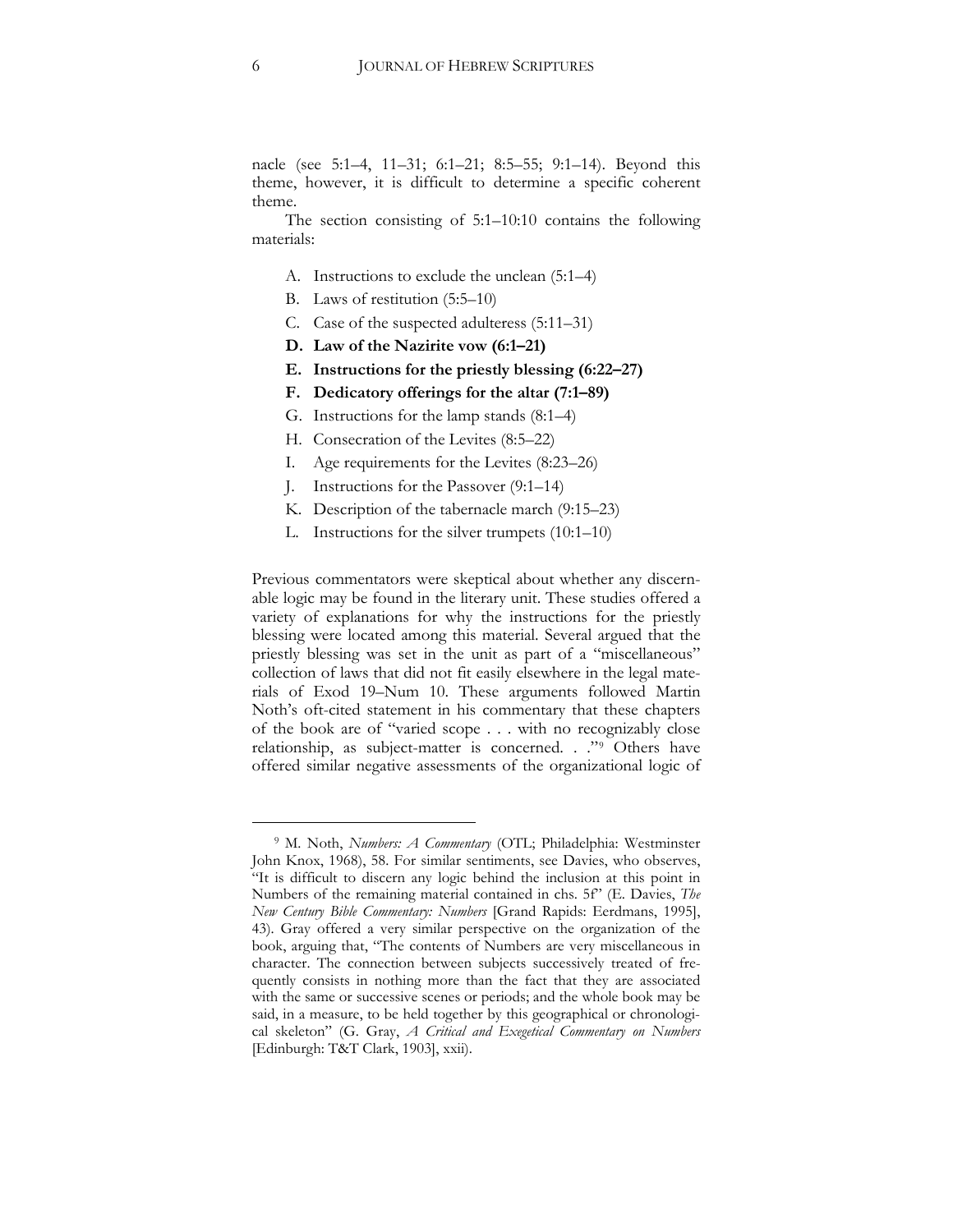nacle (see 5:1–4, 11–31; 6:1–21; 8:5–55; 9:1–14). Beyond this theme, however, it is difficult to determine a specific coherent theme.

The section consisting of 5:1–10:10 contains the following materials:

A. Instructions to exclude the unclean (5:1–4)
B. Laws of restitution (5:5–10)
C. Case of the suspected adulteress (5:11–31)
**D. Law of the Nazirite vow (6:1–21)**
**E. Instructions for the priestly blessing (6:22–27)**
**F. Dedicatory offerings for the altar (7:1–89)**
G. Instructions for the lamp stands (8:1–4)
H. Consecration of the Levites (8:5–22)
I. Age requirements for the Levites (8:23–26)
J. Instructions for the Passover (9:1–14)
K. Description of the tabernacle march (9:15–23)
L. Instructions for the silver trumpets (10:1–10)

Previous commentators were skeptical about whether any discernable logic may be found in the literary unit. These studies offered a variety of explanations for why the instructions for the priestly blessing were located among this material. Several argued that the priestly blessing was set in the unit as part of a "miscellaneous" collection of laws that did not fit easily elsewhere in the legal materials of Exod 19–Num 10. These arguments followed Martin Noth's oft-cited statement in his commentary that these chapters of the book are of "varied scope . . . with no recognizably close relationship, as subject-matter is concerned. . ."[9] Others have offered similar negative assessments of the organizational logic of

---

[9] M. Noth, *Numbers: A Commentary* (OTL; Philadelphia: Westminster John Knox, 1968), 58. For similar sentiments, see Davies, who observes, "It is difficult to discern any logic behind the inclusion at this point in Numbers of the remaining material contained in chs. 5f" (E. Davies, *The New Century Bible Commentary: Numbers* [Grand Rapids: Eerdmans, 1995], 43). Gray offered a very similar perspective on the organization of the book, arguing that, "The contents of Numbers are very miscellaneous in character. The connection between subjects successively treated of frequently consists in nothing more than the fact that they are associated with the same or successive scenes or periods; and the whole book may be said, in a measure, to be held together by this geographical or chronological skeleton" (G. Gray, *A Critical and Exegetical Commentary on Numbers* [Edinburgh: T&T Clark, 1903], xxii).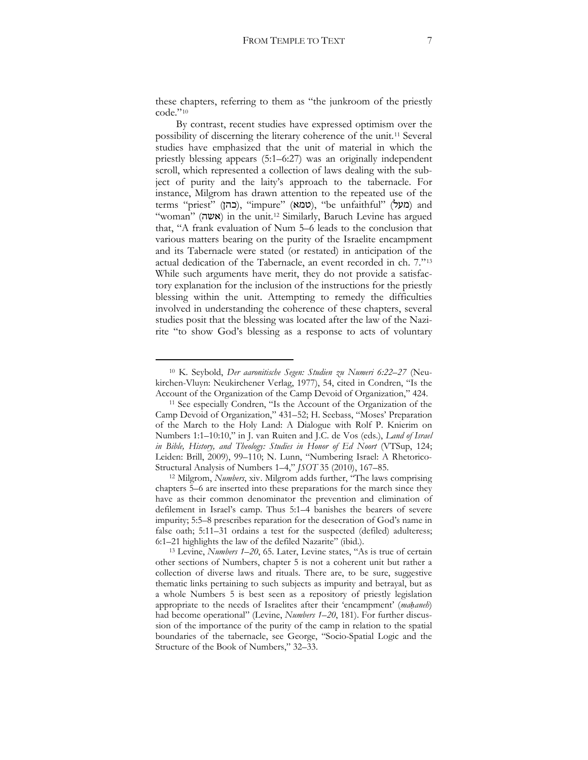these chapters, referring to them as "the junkroom of the priestly code."[10]

By contrast, recent studies have expressed optimism over the possibility of discerning the literary coherence of the unit.[11] Several studies have emphasized that the unit of material in which the priestly blessing appears (5:1–6:27) was an originally independent scroll, which represented a collection of laws dealing with the subject of purity and the laity's approach to the tabernacle. For instance, Milgrom has drawn attention to the repeated use of the terms "priest" (כהן), "impure" (טמא), "be unfaithful" (מעל) and "woman" (אשה) in the unit.[12] Similarly, Baruch Levine has argued that, "A frank evaluation of Num 5–6 leads to the conclusion that various matters bearing on the purity of the Israelite encampment and its Tabernacle were stated (or restated) in anticipation of the actual dedication of the Tabernacle, an event recorded in ch. 7."[13] While such arguments have merit, they do not provide a satisfactory explanation for the inclusion of the instructions for the priestly blessing within the unit. Attempting to remedy the difficulties involved in understanding the coherence of these chapters, several studies posit that the blessing was located after the law of the Nazirite "to show God's blessing as a response to acts of voluntary

---

[10] K. Seybold, *Der aaronitische Segen: Studien zu Numeri 6:22–27* (Neukirchen-Vluyn: Neukirchener Verlag, 1977), 54, cited in Condren, "Is the Account of the Organization of the Camp Devoid of Organization," 424.

[11] See especially Condren, "Is the Account of the Organization of the Camp Devoid of Organization," 431–52; H. Seebass, "Moses' Preparation of the March to the Holy Land: A Dialogue with Rolf P. Knierim on Numbers 1:1–10:10," in J. van Ruiten and J.C. de Vos (eds.), *Land of Israel in Bible, History, and Theology: Studies in Honor of Ed Noort* (VTSup, 124; Leiden: Brill, 2009), 99–110; N. Lunn, "Numbering Israel: A Rhetorico-Structural Analysis of Numbers 1–4," *JSOT* 35 (2010), 167–85.

[12] Milgrom, *Numbers*, xiv. Milgrom adds further, "The laws comprising chapters 5–6 are inserted into these preparations for the march since they have as their common denominator the prevention and elimination of defilement in Israel's camp. Thus 5:1–4 banishes the bearers of severe impurity; 5:5–8 prescribes reparation for the desecration of God's name in false oath; 5:11–31 ordains a test for the suspected (defiled) adulteress; 6:1–21 highlights the law of the defiled Nazarite" (ibid.).

[13] Levine, *Numbers 1–20*, 65. Later, Levine states, "As is true of certain other sections of Numbers, chapter 5 is not a coherent unit but rather a collection of diverse laws and rituals. There are, to be sure, suggestive thematic links pertaining to such subjects as impurity and betrayal, but as a whole Numbers 5 is best seen as a repository of priestly legislation appropriate to the needs of Israelites after their 'encampment' (*maḥaneh*) had become operational" (Levine, *Numbers 1–20*, 181). For further discussion of the importance of the purity of the camp in relation to the spatial boundaries of the tabernacle, see George, "Socio-Spatial Logic and the Structure of the Book of Numbers," 32–33.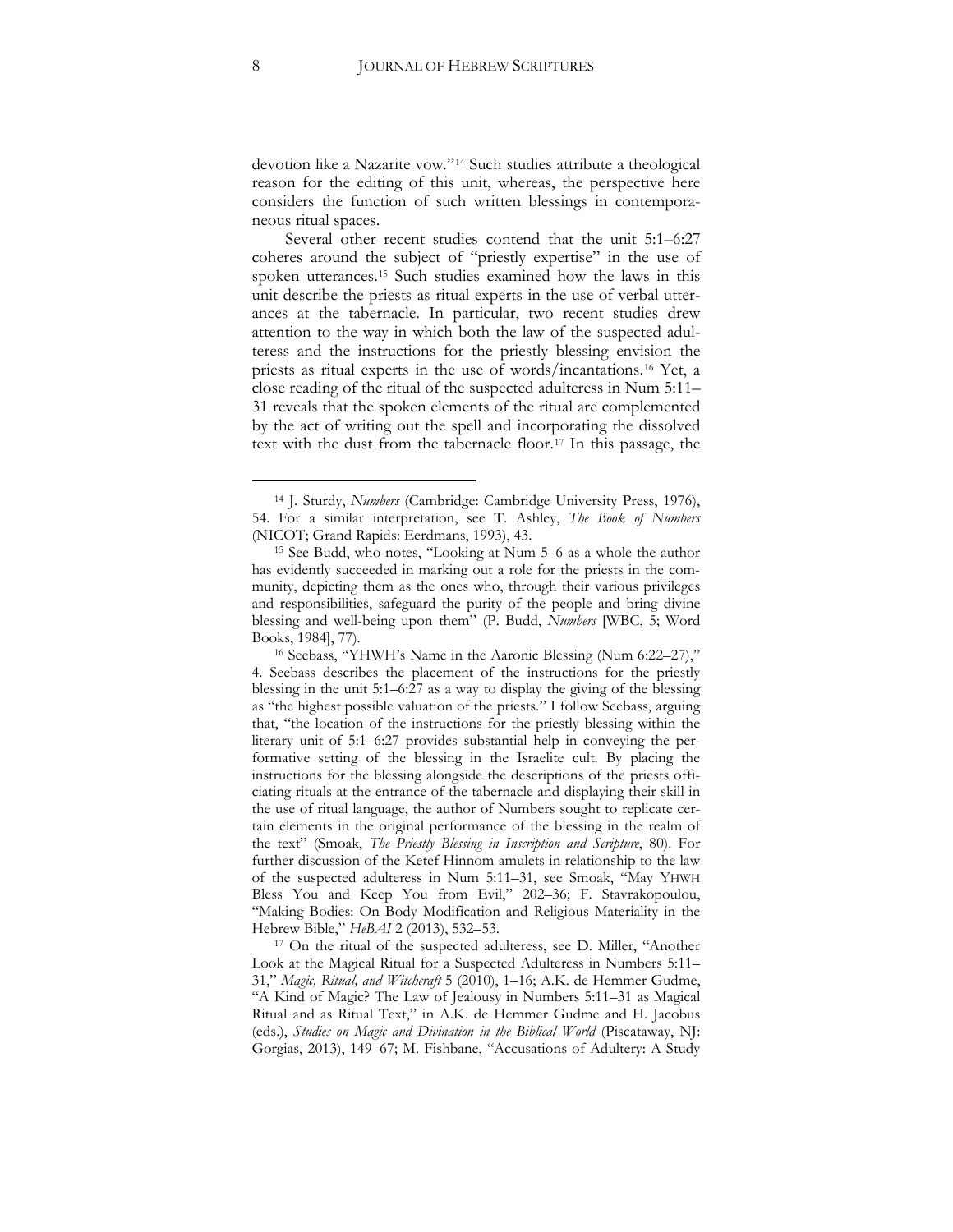devotion like a Nazarite vow."[14] Such studies attribute a theological reason for the editing of this unit, whereas, the perspective here considers the function of such written blessings in contemporaneous ritual spaces.

Several other recent studies contend that the unit 5:1–6:27 coheres around the subject of "priestly expertise" in the use of spoken utterances.[15] Such studies examined how the laws in this unit describe the priests as ritual experts in the use of verbal utterances at the tabernacle. In particular, two recent studies drew attention to the way in which both the law of the suspected adulteress and the instructions for the priestly blessing envision the priests as ritual experts in the use of words/incantations.[16] Yet, a close reading of the ritual of the suspected adulteress in Num 5:11–31 reveals that the spoken elements of the ritual are complemented by the act of writing out the spell and incorporating the dissolved text with the dust from the tabernacle floor.[17] In this passage, the

---

[14] J. Sturdy, *Numbers* (Cambridge: Cambridge University Press, 1976), 54. For a similar interpretation, see T. Ashley, *The Book of Numbers* (NICOT; Grand Rapids: Eerdmans, 1993), 43.

[15] See Budd, who notes, "Looking at Num 5–6 as a whole the author has evidently succeeded in marking out a role for the priests in the community, depicting them as the ones who, through their various privileges and responsibilities, safeguard the purity of the people and bring divine blessing and well-being upon them" (P. Budd, *Numbers* [WBC, 5; Word Books, 1984], 77).

[16] Seebass, "YHWH's Name in the Aaronic Blessing (Num 6:22–27)," 4. Seebass describes the placement of the instructions for the priestly blessing in the unit 5:1–6:27 as a way to display the giving of the blessing as "the highest possible valuation of the priests." I follow Seebass, arguing that, "the location of the instructions for the priestly blessing within the literary unit of 5:1–6:27 provides substantial help in conveying the performative setting of the blessing in the Israelite cult. By placing the instructions for the blessing alongside the descriptions of the priests officiating rituals at the entrance of the tabernacle and displaying their skill in the use of ritual language, the author of Numbers sought to replicate certain elements in the original performance of the blessing in the realm of the text" (Smoak, *The Priestly Blessing in Inscription and Scripture*, 80). For further discussion of the Ketef Hinnom amulets in relationship to the law of the suspected adulteress in Num 5:11–31, see Smoak, "May YHWH Bless You and Keep You from Evil," 202–36; F. Stavrakopoulou, "Making Bodies: On Body Modification and Religious Materiality in the Hebrew Bible," *HeBAI* 2 (2013), 532–53.

[17] On the ritual of the suspected adulteress, see D. Miller, "Another Look at the Magical Ritual for a Suspected Adulteress in Numbers 5:11–31," *Magic, Ritual, and Witchcraft* 5 (2010), 1–16; A.K. de Hemmer Gudme, "A Kind of Magic? The Law of Jealousy in Numbers 5:11–31 as Magical Ritual and as Ritual Text," in A.K. de Hemmer Gudme and H. Jacobus (eds.), *Studies on Magic and Divination in the Biblical World* (Piscataway, NJ: Gorgias, 2013), 149–67; M. Fishbane, "Accusations of Adultery: A Study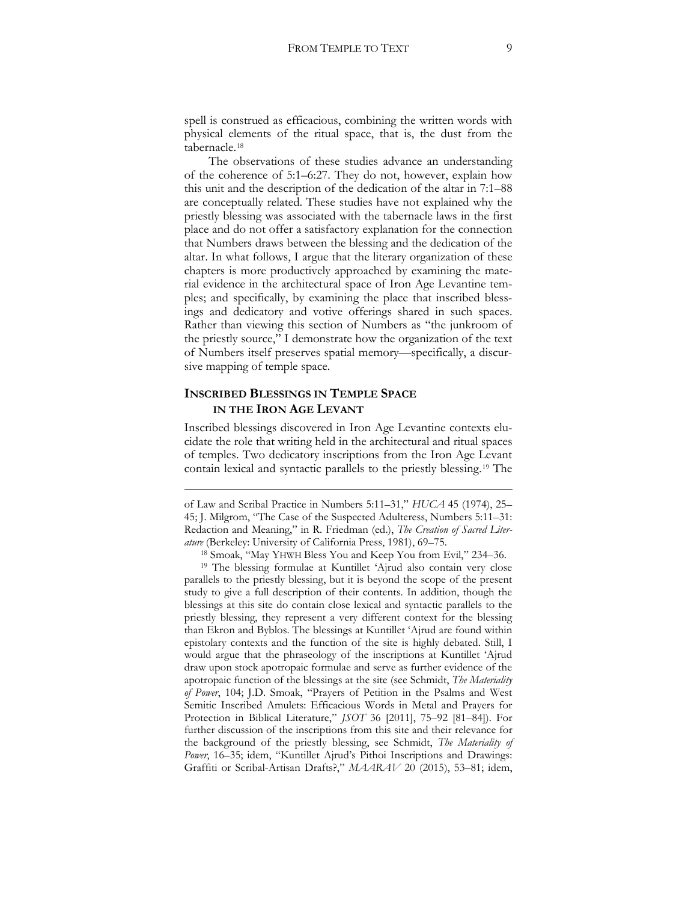spell is construed as efficacious, combining the written words with physical elements of the ritual space, that is, the dust from the tabernacle.[18]

The observations of these studies advance an understanding of the coherence of 5:1–6:27. They do not, however, explain how this unit and the description of the dedication of the altar in 7:1–88 are conceptually related. These studies have not explained why the priestly blessing was associated with the tabernacle laws in the first place and do not offer a satisfactory explanation for the connection that Numbers draws between the blessing and the dedication of the altar. In what follows, I argue that the literary organization of these chapters is more productively approached by examining the material evidence in the architectural space of Iron Age Levantine temples; and specifically, by examining the place that inscribed blessings and dedicatory and votive offerings shared in such spaces. Rather than viewing this section of Numbers as "the junkroom of the priestly source," I demonstrate how the organization of the text of Numbers itself preserves spatial memory—specifically, a discursive mapping of temple space.

## INSCRIBED BLESSINGS IN TEMPLE SPACE IN THE IRON AGE LEVANT

Inscribed blessings discovered in Iron Age Levantine contexts elucidate the role that writing held in the architectural and ritual spaces of temples. Two dedicatory inscriptions from the Iron Age Levant contain lexical and syntactic parallels to the priestly blessing.[19] The

---

of Law and Scribal Practice in Numbers 5:11–31," *HUCA* 45 (1974), 25–45; J. Milgrom, "The Case of the Suspected Adulteress, Numbers 5:11–31: Redaction and Meaning," in R. Friedman (ed.), *The Creation of Sacred Literature* (Berkeley: University of California Press, 1981), 69–75.

[18] Smoak, "May YHWH Bless You and Keep You from Evil," 234–36.

[19] The blessing formulae at Kuntillet 'Ajrud also contain very close parallels to the priestly blessing, but it is beyond the scope of the present study to give a full description of their contents. In addition, though the blessings at this site do contain close lexical and syntactic parallels to the priestly blessing, they represent a very different context for the blessing than Ekron and Byblos. The blessings at Kuntillet 'Ajrud are found within epistolary contexts and the function of the site is highly debated. Still, I would argue that the phraseology of the inscriptions at Kuntillet 'Ajrud draw upon stock apotropaic formulae and serve as further evidence of the apotropaic function of the blessings at the site (see Schmidt, *The Materiality of Power*, 104; J.D. Smoak, "Prayers of Petition in the Psalms and West Semitic Inscribed Amulets: Efficacious Words in Metal and Prayers for Protection in Biblical Literature," *JSOT* 36 [2011], 75–92 [81–84]). For further discussion of the inscriptions from this site and their relevance for the background of the priestly blessing, see Schmidt, *The Materiality of Power*, 16–35; idem, "Kuntillet Ajrud's Pithoi Inscriptions and Drawings: Graffiti or Scribal-Artisan Drafts?," *MAARAV* 20 (2015), 53–81; idem,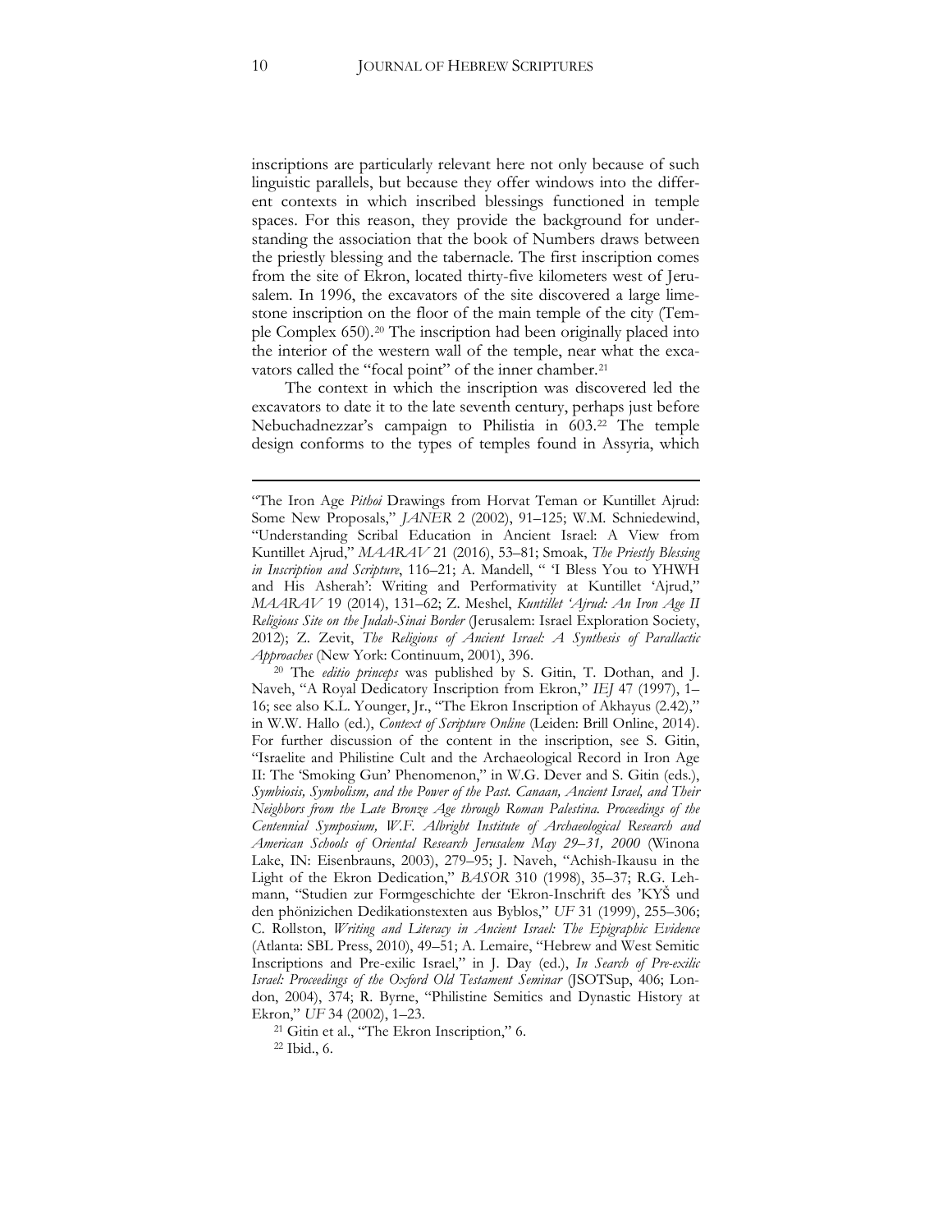inscriptions are particularly relevant here not only because of such linguistic parallels, but because they offer windows into the different contexts in which inscribed blessings functioned in temple spaces. For this reason, they provide the background for understanding the association that the book of Numbers draws between the priestly blessing and the tabernacle. The first inscription comes from the site of Ekron, located thirty-five kilometers west of Jerusalem. In 1996, the excavators of the site discovered a large limestone inscription on the floor of the main temple of the city (Temple Complex 650).[20] The inscription had been originally placed into the interior of the western wall of the temple, near what the excavators called the "focal point" of the inner chamber.[21]

The context in which the inscription was discovered led the excavators to date it to the late seventh century, perhaps just before Nebuchadnezzar's campaign to Philistia in 603.[22] The temple design conforms to the types of temples found in Assyria, which

---

"The Iron Age *Pithoi* Drawings from Horvat Teman or Kuntillet Ajrud: Some New Proposals," *JANER* 2 (2002), 91–125; W.M. Schniedewind, "Understanding Scribal Education in Ancient Israel: A View from Kuntillet Ajrud," *MAARAV* 21 (2016), 53–81; Smoak, *The Priestly Blessing in Inscription and Scripture*, 116–21; A. Mandell, " 'I Bless You to YHWH and His Asherah': Writing and Performativity at Kuntillet 'Ajrud," *MAARAV* 19 (2014), 131–62; Z. Meshel, *Kuntillet 'Ajrud: An Iron Age II Religious Site on the Judah-Sinai Border* (Jerusalem: Israel Exploration Society, 2012); Z. Zevit, *The Religions of Ancient Israel: A Synthesis of Parallactic Approaches* (New York: Continuum, 2001), 396.

[20] The *editio princeps* was published by S. Gitin, T. Dothan, and J. Naveh, "A Royal Dedicatory Inscription from Ekron," *IEJ* 47 (1997), 1–16; see also K.L. Younger, Jr., "The Ekron Inscription of Akhayus (2.42)," in W.W. Hallo (ed.), *Context of Scripture Online* (Leiden: Brill Online, 2014). For further discussion of the content in the inscription, see S. Gitin, "Israelite and Philistine Cult and the Archaeological Record in Iron Age II: The 'Smoking Gun' Phenomenon," in W.G. Dever and S. Gitin (eds.), *Symbiosis, Symbolism, and the Power of the Past. Canaan, Ancient Israel, and Their Neighbors from the Late Bronze Age through Roman Palestina. Proceedings of the Centennial Symposium, W.F. Albright Institute of Archaeological Research and American Schools of Oriental Research Jerusalem May 29–31, 2000* (Winona Lake, IN: Eisenbrauns, 2003), 279–95; J. Naveh, "Achish-Ikausu in the Light of the Ekron Dedication," *BASOR* 310 (1998), 35–37; R.G. Lehmann, "Studien zur Formgeschichte der 'Ekron-Inschrift des 'KYŠ und den phönizichen Dedikationstexten aus Byblos," *UF* 31 (1999), 255–306; C. Rollston, *Writing and Literacy in Ancient Israel: The Epigraphic Evidence* (Atlanta: SBL Press, 2010), 49–51; A. Lemaire, "Hebrew and West Semitic Inscriptions and Pre-exilic Israel," in J. Day (ed.), *In Search of Pre-exilic Israel: Proceedings of the Oxford Old Testament Seminar* (JSOTSup, 406; London, 2004), 374; R. Byrne, "Philistine Semitics and Dynastic History at Ekron," *UF* 34 (2002), 1–23.

[21] Gitin et al., "The Ekron Inscription," 6.

[22] Ibid., 6.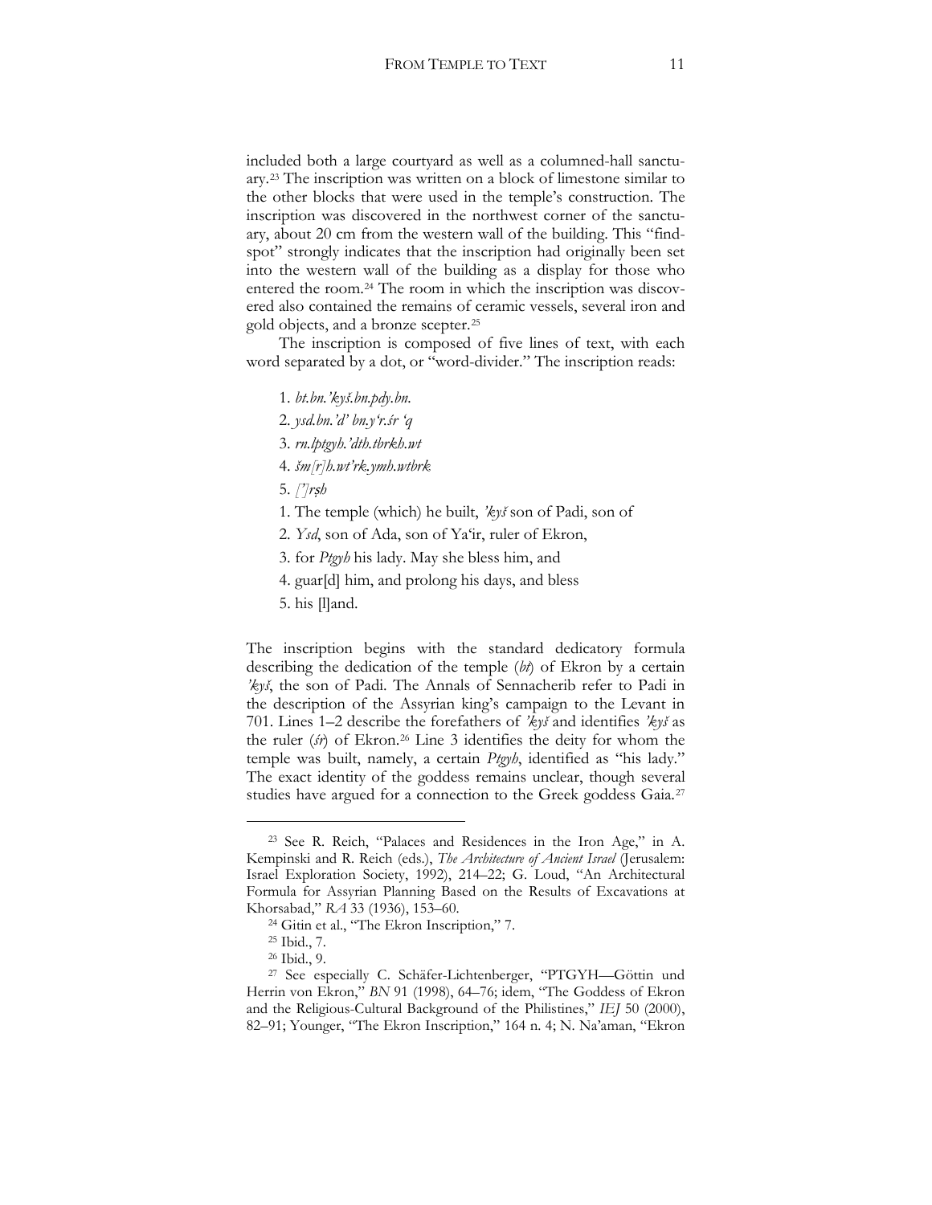included both a large courtyard as well as a columned-hall sanctuary.[23] The inscription was written on a block of limestone similar to the other blocks that were used in the temple's construction. The inscription was discovered in the northwest corner of the sanctuary, about 20 cm from the western wall of the building. This "find-spot" strongly indicates that the inscription had originally been set into the western wall of the building as a display for those who entered the room.[24] The room in which the inscription was discovered also contained the remains of ceramic vessels, several iron and gold objects, and a bronze scepter.[25]

The inscription is composed of five lines of text, with each word separated by a dot, or "word-divider." The inscription reads:

1. *bt.bn.'kyš.bn.pdy.bn.*
2. *ysd.bn.'d' bn.y'r.śr 'q*
3. *rn.lptgyh.'dth.tbrkh.wt*
4. *šm[r]h.wt'rk.ymh.wtbrk*
5. *[']rṣh*

1. The temple (which) he built, *'kyš* son of Padi, son of
2. *Ysd*, son of Ada, son of Ya'ir, ruler of Ekron,
3. for *Ptgyh* his lady. May she bless him, and
4. guar[d] him, and prolong his days, and bless
5. his [l]and.

The inscription begins with the standard dedicatory formula describing the dedication of the temple (*bt*) of Ekron by a certain *'kyš*, the son of Padi. The Annals of Sennacherib refer to Padi in the description of the Assyrian king's campaign to the Levant in 701. Lines 1–2 describe the forefathers of *'kyš* and identifies *'kyš* as the ruler (*śr*) of Ekron.[26] Line 3 identifies the deity for whom the temple was built, namely, a certain *Ptgyh*, identified as "his lady." The exact identity of the goddess remains unclear, though several studies have argued for a connection to the Greek goddess Gaia.[27]

---

[23] See R. Reich, "Palaces and Residences in the Iron Age," in A. Kempinski and R. Reich (eds.), *The Architecture of Ancient Israel* (Jerusalem: Israel Exploration Society, 1992), 214–22; G. Loud, "An Architectural Formula for Assyrian Planning Based on the Results of Excavations at Khorsabad," *RA* 33 (1936), 153–60.

[24] Gitin et al., "The Ekron Inscription," 7.

[25] Ibid., 7.

[26] Ibid., 9.

[27] See especially C. Schäfer-Lichtenberger, "PTGYH—Göttin und Herrin von Ekron," *BN* 91 (1998), 64–76; idem, "The Goddess of Ekron and the Religious-Cultural Background of the Philistines," *IEJ* 50 (2000), 82–91; Younger, "The Ekron Inscription," 164 n. 4; N. Na'aman, "Ekron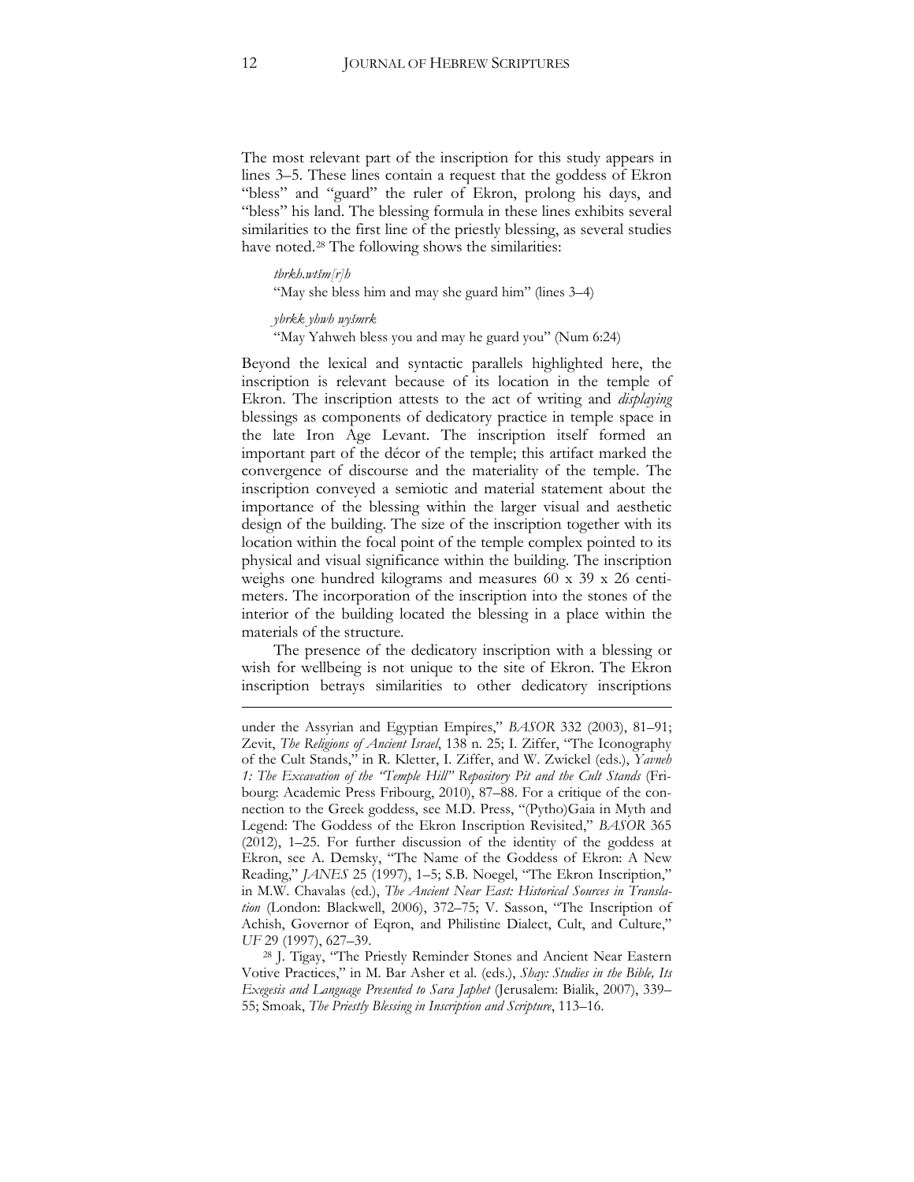The most relevant part of the inscription for this study appears in lines 3–5. These lines contain a request that the goddess of Ekron "bless" and "guard" the ruler of Ekron, prolong his days, and "bless" his land. The blessing formula in these lines exhibits several similarities to the first line of the priestly blessing, as several studies have noted.[28] The following shows the similarities:

> *tbrkh.wtšm[r]h*
> "May she bless him and may she guard him" (lines 3–4)
>
> *ybrkk yhwh wyšmrk*
> "May Yahweh bless you and may he guard you" (Num 6:24)

Beyond the lexical and syntactic parallels highlighted here, the inscription is relevant because of its location in the temple of Ekron. The inscription attests to the act of writing and *displaying* blessings as components of dedicatory practice in temple space in the late Iron Age Levant. The inscription itself formed an important part of the décor of the temple; this artifact marked the convergence of discourse and the materiality of the temple. The inscription conveyed a semiotic and material statement about the importance of the blessing within the larger visual and aesthetic design of the building. The size of the inscription together with its location within the focal point of the temple complex pointed to its physical and visual significance within the building. The inscription weighs one hundred kilograms and measures 60 x 39 x 26 centimeters. The incorporation of the inscription into the stones of the interior of the building located the blessing in a place within the materials of the structure.

The presence of the dedicatory inscription with a blessing or wish for wellbeing is not unique to the site of Ekron. The Ekron inscription betrays similarities to other dedicatory inscriptions

---

under the Assyrian and Egyptian Empires," *BASOR* 332 (2003), 81–91; Zevit, *The Religions of Ancient Israel*, 138 n. 25; I. Ziffer, "The Iconography of the Cult Stands," in R. Kletter, I. Ziffer, and W. Zwickel (eds.), *Yavneh 1: The Excavation of the "Temple Hill" Repository Pit and the Cult Stands* (Fribourg: Academic Press Fribourg, 2010), 87–88. For a critique of the connection to the Greek goddess, see M.D. Press, "(Pytho)Gaia in Myth and Legend: The Goddess of the Ekron Inscription Revisited," *BASOR* 365 (2012), 1–25. For further discussion of the identity of the goddess at Ekron, see A. Demsky, "The Name of the Goddess of Ekron: A New Reading," *JANES* 25 (1997), 1–5; S.B. Noegel, "The Ekron Inscription," in M.W. Chavalas (ed.), *The Ancient Near East: Historical Sources in Translation* (London: Blackwell, 2006), 372–75; V. Sasson, "The Inscription of Achish, Governor of Eqron, and Philistine Dialect, Cult, and Culture," *UF* 29 (1997), 627–39.

[28] J. Tigay, "The Priestly Reminder Stones and Ancient Near Eastern Votive Practices," in M. Bar Asher et al. (eds.), *Shay: Studies in the Bible, Its Exegesis and Language Presented to Sara Japhet* (Jerusalem: Bialik, 2007), 339–55; Smoak, *The Priestly Blessing in Inscription and Scripture*, 113–16.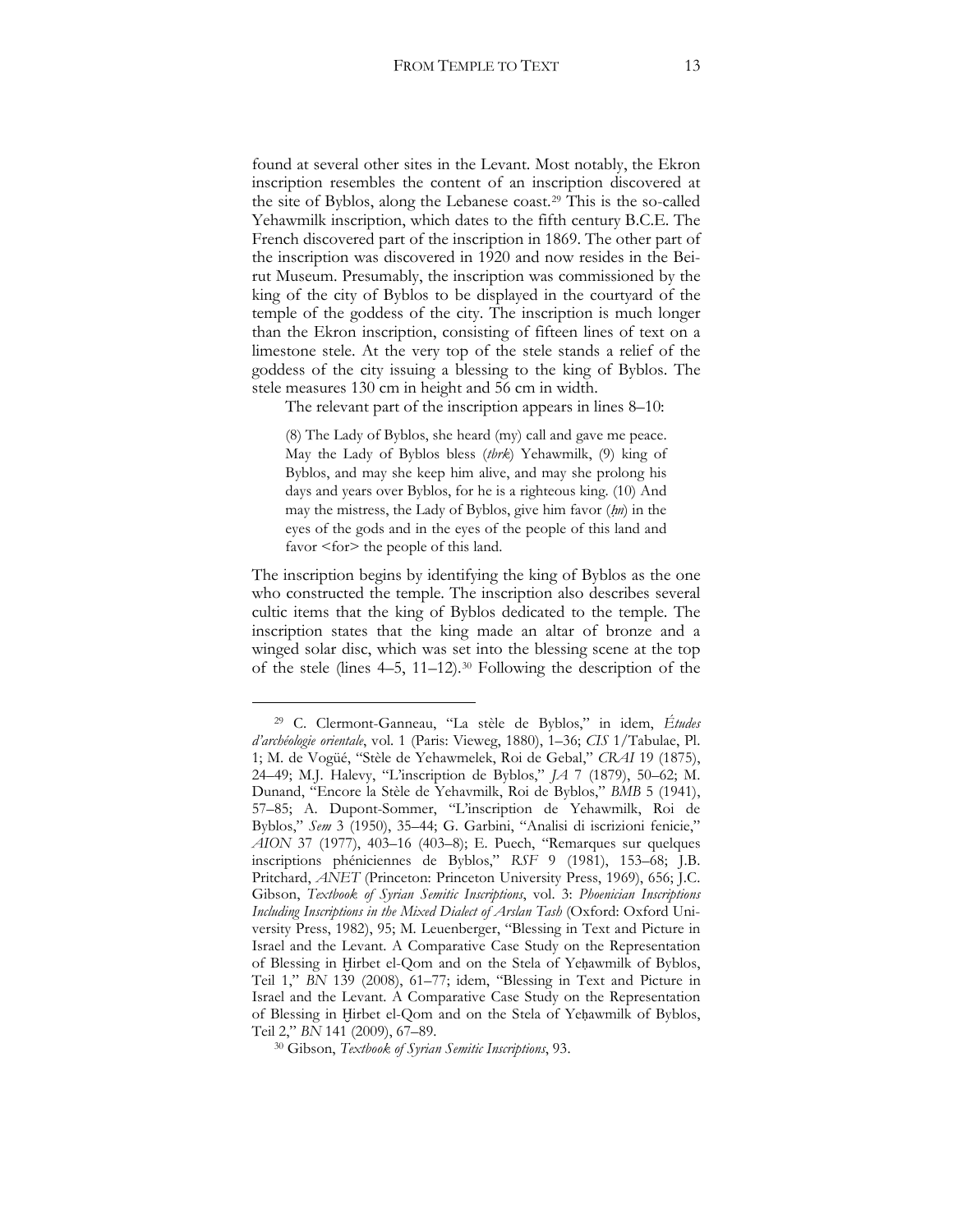found at several other sites in the Levant. Most notably, the Ekron inscription resembles the content of an inscription discovered at the site of Byblos, along the Lebanese coast.[29] This is the so-called Yehawmilk inscription, which dates to the fifth century B.C.E. The French discovered part of the inscription in 1869. The other part of the inscription was discovered in 1920 and now resides in the Beirut Museum. Presumably, the inscription was commissioned by the king of the city of Byblos to be displayed in the courtyard of the temple of the goddess of the city. The inscription is much longer than the Ekron inscription, consisting of fifteen lines of text on a limestone stele. At the very top of the stele stands a relief of the goddess of the city issuing a blessing to the king of Byblos. The stele measures 130 cm in height and 56 cm in width.

The relevant part of the inscription appears in lines 8–10:

> (8) The Lady of Byblos, she heard (my) call and gave me peace. May the Lady of Byblos bless (*tbrk*) Yehawmilk, (9) king of Byblos, and may she keep him alive, and may she prolong his days and years over Byblos, for he is a righteous king. (10) And may the mistress, the Lady of Byblos, give him favor (*ḥn*) in the eyes of the gods and in the eyes of the people of this land and favor <for> the people of this land.

The inscription begins by identifying the king of Byblos as the one who constructed the temple. The inscription also describes several cultic items that the king of Byblos dedicated to the temple. The inscription states that the king made an altar of bronze and a winged solar disc, which was set into the blessing scene at the top of the stele (lines 4–5, 11–12).[30] Following the description of the

---

[29] C. Clermont-Ganneau, "La stèle de Byblos," in idem, *Études d'archéologie orientale*, vol. 1 (Paris: Vieweg, 1880), 1–36; *CIS* 1/Tabulae, Pl. 1; M. de Vogüé, "Stèle de Yehawmelek, Roi de Gebal," *CRAI* 19 (1875), 24–49; M.J. Halevy, "L'inscription de Byblos," *JA* 7 (1879), 50–62; M. Dunand, "Encore la Stèle de Yehavmilk, Roi de Byblos," *BMB* 5 (1941), 57–85; A. Dupont-Sommer, "L'inscription de Yehawmilk, Roi de Byblos," *Sem* 3 (1950), 35–44; G. Garbini, "Analisi di iscrizioni fenicie," *AION* 37 (1977), 403–16 (403–8); E. Puech, "Remarques sur quelques inscriptions phéniciennes de Byblos," *RSF* 9 (1981), 153–68; J.B. Pritchard, *ANET* (Princeton: Princeton University Press, 1969), 656; J.C. Gibson, *Textbook of Syrian Semitic Inscriptions*, vol. 3: *Phoenician Inscriptions Including Inscriptions in the Mixed Dialect of Arslan Tash* (Oxford: Oxford University Press, 1982), 95; M. Leuenberger, "Blessing in Text and Picture in Israel and the Levant. A Comparative Case Study on the Representation of Blessing in Ḫirbet el-Qom and on the Stela of Yeḥawmilk of Byblos, Teil 1," *BN* 139 (2008), 61–77; idem, "Blessing in Text and Picture in Israel and the Levant. A Comparative Case Study on the Representation of Blessing in Ḫirbet el-Qom and on the Stela of Yeḥawmilk of Byblos, Teil 2," *BN* 141 (2009), 67–89.

[30] Gibson, *Textbook of Syrian Semitic Inscriptions*, 93.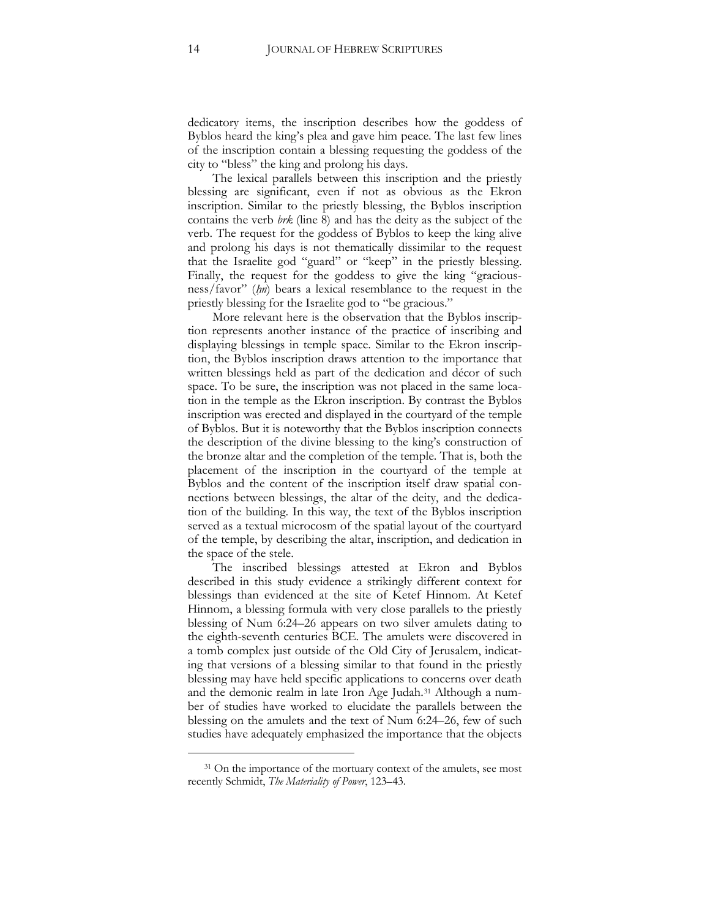dedicatory items, the inscription describes how the goddess of Byblos heard the king's plea and gave him peace. The last few lines of the inscription contain a blessing requesting the goddess of the city to "bless" the king and prolong his days.

The lexical parallels between this inscription and the priestly blessing are significant, even if not as obvious as the Ekron inscription. Similar to the priestly blessing, the Byblos inscription contains the verb *brk* (line 8) and has the deity as the subject of the verb. The request for the goddess of Byblos to keep the king alive and prolong his days is not thematically dissimilar to the request that the Israelite god "guard" or "keep" in the priestly blessing. Finally, the request for the goddess to give the king "graciousness/favor" (*ḥn*) bears a lexical resemblance to the request in the priestly blessing for the Israelite god to "be gracious."

More relevant here is the observation that the Byblos inscription represents another instance of the practice of inscribing and displaying blessings in temple space. Similar to the Ekron inscription, the Byblos inscription draws attention to the importance that written blessings held as part of the dedication and décor of such space. To be sure, the inscription was not placed in the same location in the temple as the Ekron inscription. By contrast the Byblos inscription was erected and displayed in the courtyard of the temple of Byblos. But it is noteworthy that the Byblos inscription connects the description of the divine blessing to the king's construction of the bronze altar and the completion of the temple. That is, both the placement of the inscription in the courtyard of the temple at Byblos and the content of the inscription itself draw spatial connections between blessings, the altar of the deity, and the dedication of the building. In this way, the text of the Byblos inscription served as a textual microcosm of the spatial layout of the courtyard of the temple, by describing the altar, inscription, and dedication in the space of the stele.

The inscribed blessings attested at Ekron and Byblos described in this study evidence a strikingly different context for blessings than evidenced at the site of Ketef Hinnom. At Ketef Hinnom, a blessing formula with very close parallels to the priestly blessing of Num 6:24–26 appears on two silver amulets dating to the eighth-seventh centuries BCE. The amulets were discovered in a tomb complex just outside of the Old City of Jerusalem, indicating that versions of a blessing similar to that found in the priestly blessing may have held specific applications to concerns over death and the demonic realm in late Iron Age Judah.[31] Although a number of studies have worked to elucidate the parallels between the blessing on the amulets and the text of Num 6:24–26, few of such studies have adequately emphasized the importance that the objects

[31] On the importance of the mortuary context of the amulets, see most recently Schmidt, *The Materiality of Power*, 123–43.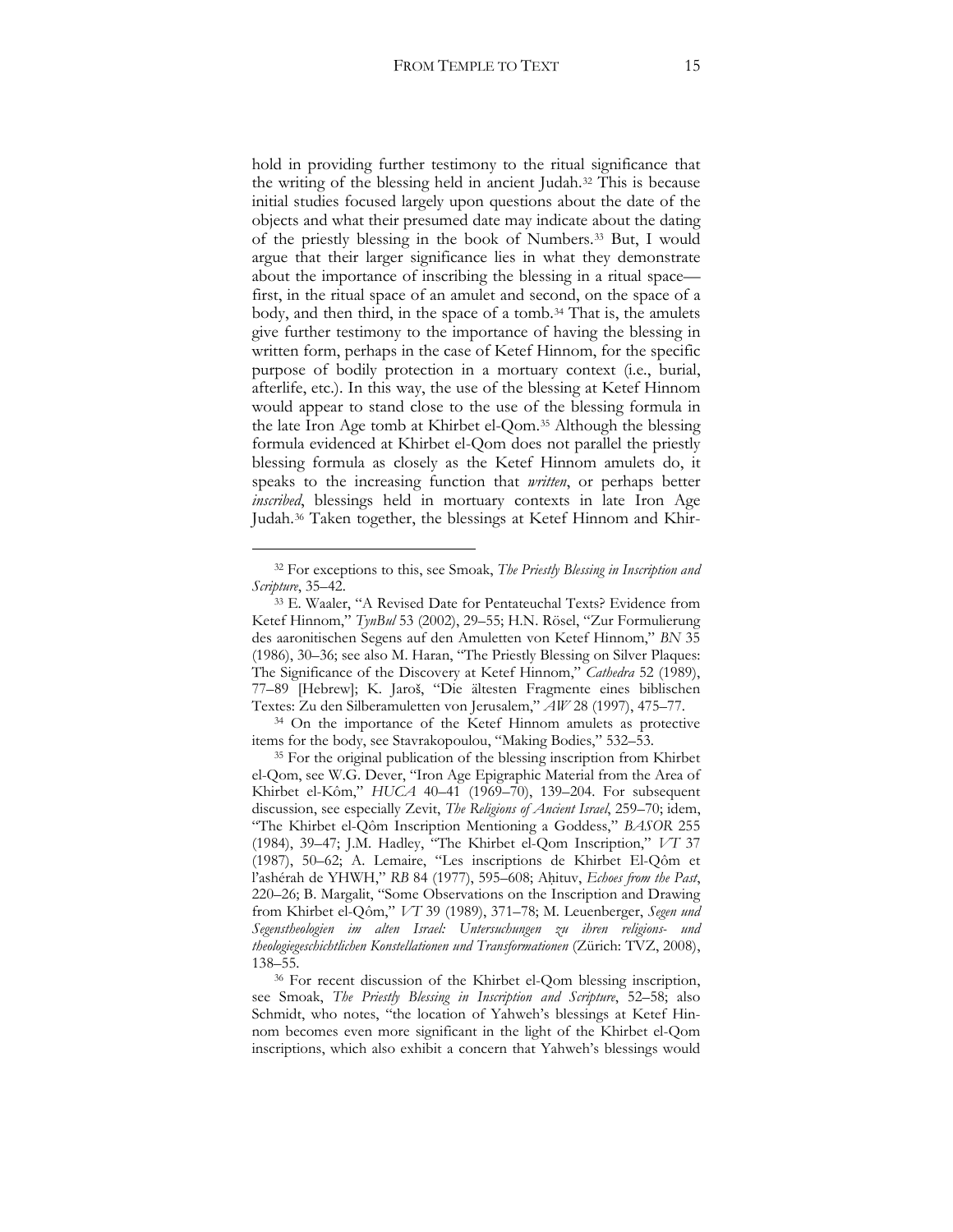hold in providing further testimony to the ritual significance that the writing of the blessing held in ancient Judah.[32] This is because initial studies focused largely upon questions about the date of the objects and what their presumed date may indicate about the dating of the priestly blessing in the book of Numbers.[33] But, I would argue that their larger significance lies in what they demonstrate about the importance of inscribing the blessing in a ritual space—first, in the ritual space of an amulet and second, on the space of a body, and then third, in the space of a tomb.[34] That is, the amulets give further testimony to the importance of having the blessing in written form, perhaps in the case of Ketef Hinnom, for the specific purpose of bodily protection in a mortuary context (i.e., burial, afterlife, etc.). In this way, the use of the blessing at Ketef Hinnom would appear to stand close to the use of the blessing formula in the late Iron Age tomb at Khirbet el-Qom.[35] Although the blessing formula evidenced at Khirbet el-Qom does not parallel the priestly blessing formula as closely as the Ketef Hinnom amulets do, it speaks to the increasing function that *written*, or perhaps better *inscribed*, blessings held in mortuary contexts in late Iron Age Judah.[36] Taken together, the blessings at Ketef Hinnom and Khir-

---

[32] For exceptions to this, see Smoak, *The Priestly Blessing in Inscription and Scripture*, 35–42.

[33] E. Waaler, "A Revised Date for Pentateuchal Texts? Evidence from Ketef Hinnom," *TynBul* 53 (2002), 29–55; H.N. Rösel, "Zur Formulierung des aaronitischen Segens auf den Amuletten von Ketef Hinnom," *BN* 35 (1986), 30–36; see also M. Haran, "The Priestly Blessing on Silver Plaques: The Significance of the Discovery at Ketef Hinnom," *Cathedra* 52 (1989), 77–89 [Hebrew]; K. Jaroš, "Die ältesten Fragmente eines biblischen Textes: Zu den Silberamuletten von Jerusalem," *AW* 28 (1997), 475–77.

[34] On the importance of the Ketef Hinnom amulets as protective items for the body, see Stavrakopoulou, "Making Bodies," 532–53.

[35] For the original publication of the blessing inscription from Khirbet el-Qom, see W.G. Dever, "Iron Age Epigraphic Material from the Area of Khirbet el-Kôm," *HUCA* 40–41 (1969–70), 139–204. For subsequent discussion, see especially Zevit, *The Religions of Ancient Israel*, 259–70; idem, "The Khirbet el-Qôm Inscription Mentioning a Goddess," *BASOR* 255 (1984), 39–47; J.M. Hadley, "The Khirbet el-Qom Inscription," *VT* 37 (1987), 50–62; A. Lemaire, "Les inscriptions de Khirbet El-Qôm et l'ashérah de YHWH," *RB* 84 (1977), 595–608; Aḥituv, *Echoes from the Past*, 220–26; B. Margalit, "Some Observations on the Inscription and Drawing from Khirbet el-Qôm," *VT* 39 (1989), 371–78; M. Leuenberger, *Segen und Segenstheologien im alten Israel: Untersuchungen zu ihren religions- und theologiegeschichtlichen Konstellationen und Transformationen* (Zürich: TVZ, 2008), 138–55.

[36] For recent discussion of the Khirbet el-Qom blessing inscription, see Smoak, *The Priestly Blessing in Inscription and Scripture*, 52–58; also Schmidt, who notes, "the location of Yahweh's blessings at Ketef Hinnom becomes even more significant in the light of the Khirbet el-Qom inscriptions, which also exhibit a concern that Yahweh's blessings would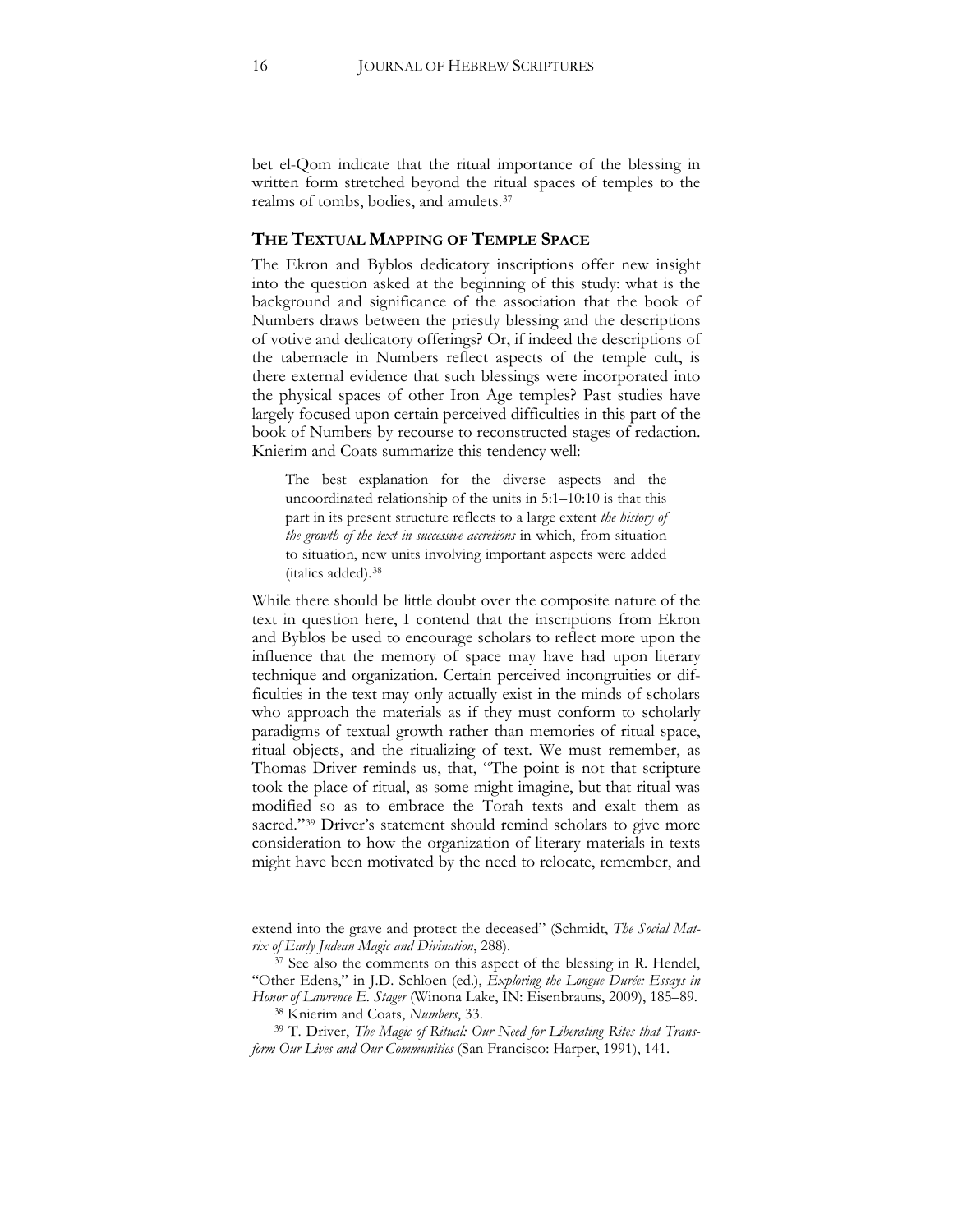bet el-Qom indicate that the ritual importance of the blessing in written form stretched beyond the ritual spaces of temples to the realms of tombs, bodies, and amulets.[37]

## THE TEXTUAL MAPPING OF TEMPLE SPACE

The Ekron and Byblos dedicatory inscriptions offer new insight into the question asked at the beginning of this study: what is the background and significance of the association that the book of Numbers draws between the priestly blessing and the descriptions of votive and dedicatory offerings? Or, if indeed the descriptions of the tabernacle in Numbers reflect aspects of the temple cult, is there external evidence that such blessings were incorporated into the physical spaces of other Iron Age temples? Past studies have largely focused upon certain perceived difficulties in this part of the book of Numbers by recourse to reconstructed stages of redaction. Knierim and Coats summarize this tendency well:

> The best explanation for the diverse aspects and the uncoordinated relationship of the units in 5:1–10:10 is that this part in its present structure reflects to a large extent *the history of the growth of the text in successive accretions* in which, from situation to situation, new units involving important aspects were added (italics added).[38]

While there should be little doubt over the composite nature of the text in question here, I contend that the inscriptions from Ekron and Byblos be used to encourage scholars to reflect more upon the influence that the memory of space may have had upon literary technique and organization. Certain perceived incongruities or difficulties in the text may only actually exist in the minds of scholars who approach the materials as if they must conform to scholarly paradigms of textual growth rather than memories of ritual space, ritual objects, and the ritualizing of text. We must remember, as Thomas Driver reminds us, that, "The point is not that scripture took the place of ritual, as some might imagine, but that ritual was modified so as to embrace the Torah texts and exalt them as sacred."[39] Driver's statement should remind scholars to give more consideration to how the organization of literary materials in texts might have been motivated by the need to relocate, remember, and

---

extend into the grave and protect the deceased" (Schmidt, *The Social Matrix of Early Judean Magic and Divination*, 288).

[37] See also the comments on this aspect of the blessing in R. Hendel, "Other Edens," in J.D. Schloen (ed.), *Exploring the Longue Durée: Essays in Honor of Lawrence E. Stager* (Winona Lake, IN: Eisenbrauns, 2009), 185–89.

[38] Knierim and Coats, *Numbers*, 33.

[39] T. Driver, *The Magic of Ritual: Our Need for Liberating Rites that Transform Our Lives and Our Communities* (San Francisco: Harper, 1991), 141.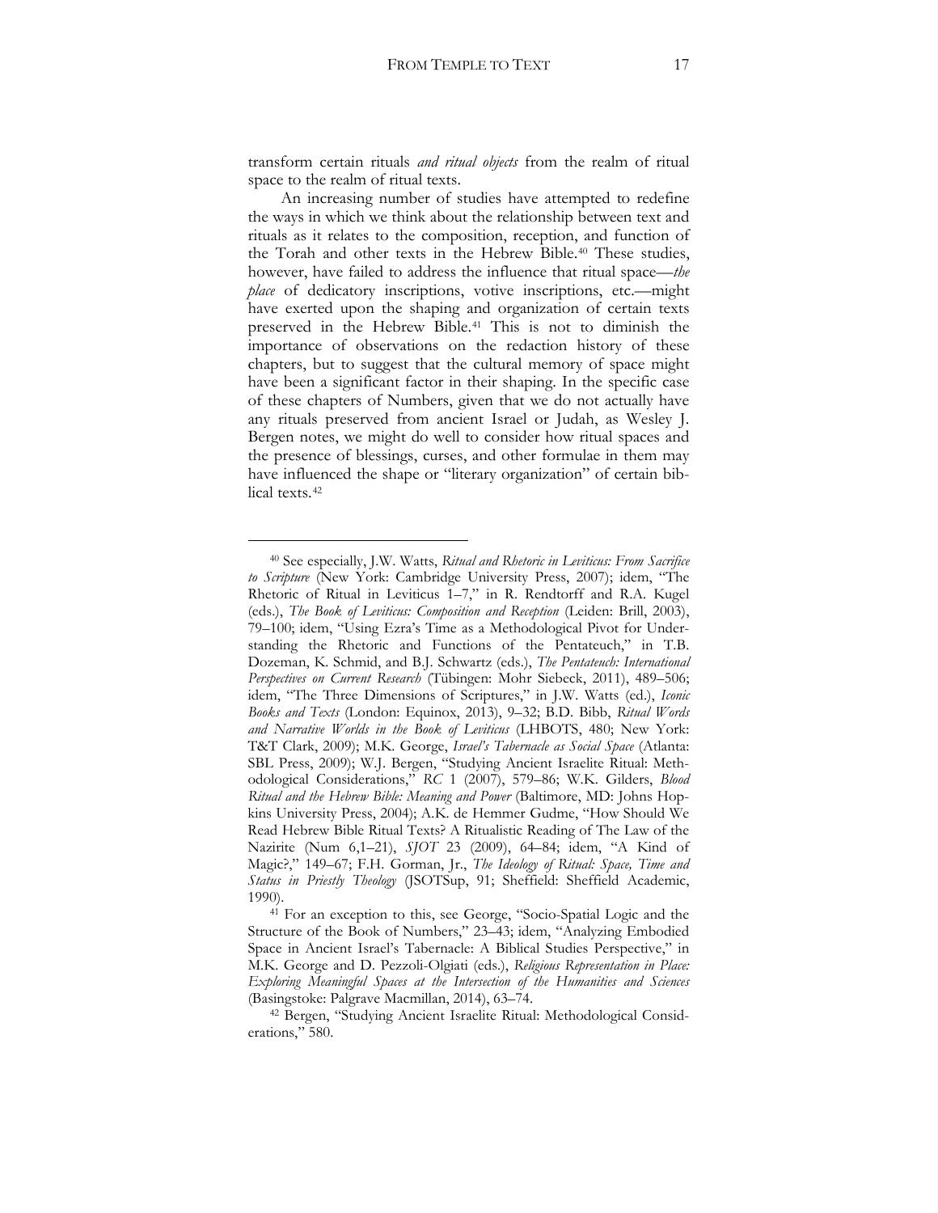transform certain rituals *and ritual objects* from the realm of ritual space to the realm of ritual texts.

An increasing number of studies have attempted to redefine the ways in which we think about the relationship between text and rituals as it relates to the composition, reception, and function of the Torah and other texts in the Hebrew Bible.[40] These studies, however, have failed to address the influence that ritual space—*the place* of dedicatory inscriptions, votive inscriptions, etc.—might have exerted upon the shaping and organization of certain texts preserved in the Hebrew Bible.[41] This is not to diminish the importance of observations on the redaction history of these chapters, but to suggest that the cultural memory of space might have been a significant factor in their shaping. In the specific case of these chapters of Numbers, given that we do not actually have any rituals preserved from ancient Israel or Judah, as Wesley J. Bergen notes, we might do well to consider how ritual spaces and the presence of blessings, curses, and other formulae in them may have influenced the shape or "literary organization" of certain biblical texts.[42]

---

[40] See especially, J.W. Watts, *Ritual and Rhetoric in Leviticus: From Sacrifice to Scripture* (New York: Cambridge University Press, 2007); idem, "The Rhetoric of Ritual in Leviticus 1–7," in R. Rendtorff and R.A. Kugel (eds.), *The Book of Leviticus: Composition and Reception* (Leiden: Brill, 2003), 79–100; idem, "Using Ezra's Time as a Methodological Pivot for Understanding the Rhetoric and Functions of the Pentateuch," in T.B. Dozeman, K. Schmid, and B.J. Schwartz (eds.), *The Pentateuch: International Perspectives on Current Research* (Tübingen: Mohr Siebeck, 2011), 489–506; idem, "The Three Dimensions of Scriptures," in J.W. Watts (ed.), *Iconic Books and Texts* (London: Equinox, 2013), 9–32; B.D. Bibb, *Ritual Words and Narrative Worlds in the Book of Leviticus* (LHBOTS, 480; New York: T&T Clark, 2009); M.K. George, *Israel's Tabernacle as Social Space* (Atlanta: SBL Press, 2009); W.J. Bergen, "Studying Ancient Israelite Ritual: Methodological Considerations," *RC* 1 (2007), 579–86; W.K. Gilders, *Blood Ritual and the Hebrew Bible: Meaning and Power* (Baltimore, MD: Johns Hopkins University Press, 2004); A.K. de Hemmer Gudme, "How Should We Read Hebrew Bible Ritual Texts? A Ritualistic Reading of The Law of the Nazirite (Num 6,1–21), *SJOT* 23 (2009), 64–84; idem, "A Kind of Magic?," 149–67; F.H. Gorman, Jr., *The Ideology of Ritual: Space, Time and Status in Priestly Theology* (JSOTSup, 91; Sheffield: Sheffield Academic, 1990).

[41] For an exception to this, see George, "Socio-Spatial Logic and the Structure of the Book of Numbers," 23–43; idem, "Analyzing Embodied Space in Ancient Israel's Tabernacle: A Biblical Studies Perspective," in M.K. George and D. Pezzoli-Olgiati (eds.), *Religious Representation in Place: Exploring Meaningful Spaces at the Intersection of the Humanities and Sciences* (Basingstoke: Palgrave Macmillan, 2014), 63–74.

[42] Bergen, "Studying Ancient Israelite Ritual: Methodological Considerations," 580.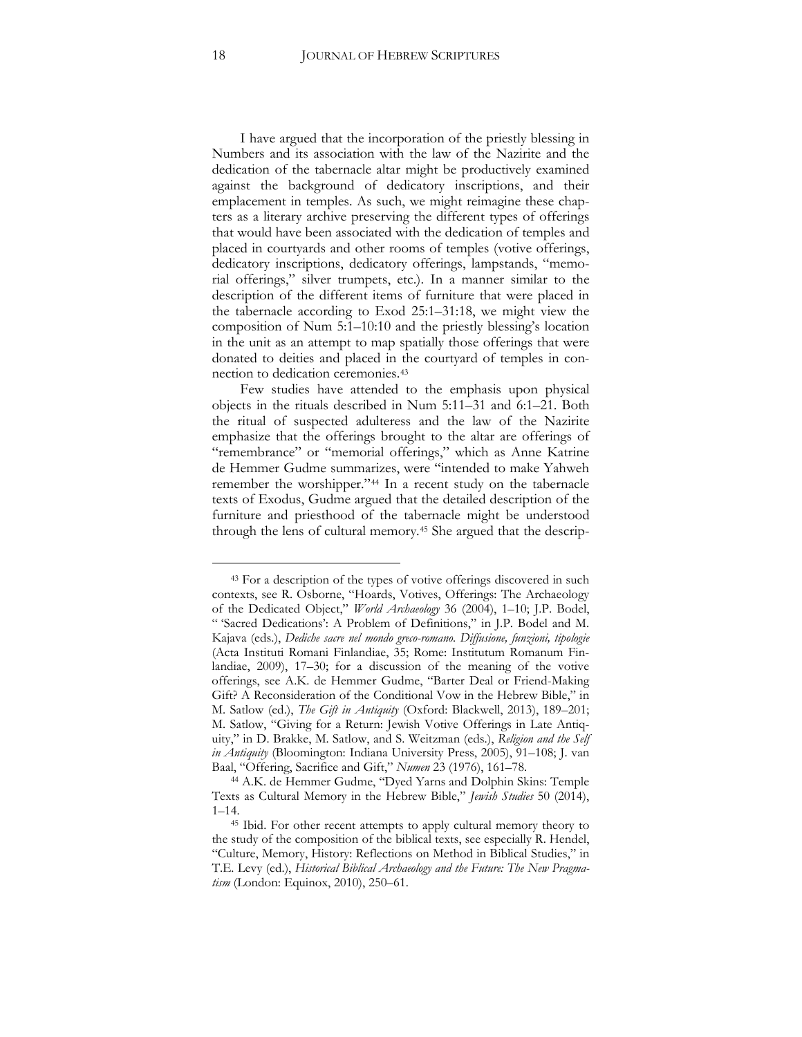I have argued that the incorporation of the priestly blessing in Numbers and its association with the law of the Nazirite and the dedication of the tabernacle altar might be productively examined against the background of dedicatory inscriptions, and their emplacement in temples. As such, we might reimagine these chapters as a literary archive preserving the different types of offerings that would have been associated with the dedication of temples and placed in courtyards and other rooms of temples (votive offerings, dedicatory inscriptions, dedicatory offerings, lampstands, "memorial offerings," silver trumpets, etc.). In a manner similar to the description of the different items of furniture that were placed in the tabernacle according to Exod 25:1–31:18, we might view the composition of Num 5:1–10:10 and the priestly blessing's location in the unit as an attempt to map spatially those offerings that were donated to deities and placed in the courtyard of temples in connection to dedication ceremonies.[43]

Few studies have attended to the emphasis upon physical objects in the rituals described in Num 5:11–31 and 6:1–21. Both the ritual of suspected adulteress and the law of the Nazirite emphasize that the offerings brought to the altar are offerings of "remembrance" or "memorial offerings," which as Anne Katrine de Hemmer Gudme summarizes, were "intended to make Yahweh remember the worshipper."[44] In a recent study on the tabernacle texts of Exodus, Gudme argued that the detailed description of the furniture and priesthood of the tabernacle might be understood through the lens of cultural memory.[45] She argued that the descrip-

---

[43] For a description of the types of votive offerings discovered in such contexts, see R. Osborne, "Hoards, Votives, Offerings: The Archaeology of the Dedicated Object," *World Archaeology* 36 (2004), 1–10; J.P. Bodel, "'Sacred Dedications': A Problem of Definitions," in J.P. Bodel and M. Kajava (eds.), *Dediche sacre nel mondo greco-romano. Diffusione, funzioni, tipologie* (Acta Instituti Romani Finlandiae, 35; Rome: Institutum Romanum Finlandiae, 2009), 17–30; for a discussion of the meaning of the votive offerings, see A.K. de Hemmer Gudme, "Barter Deal or Friend-Making Gift? A Reconsideration of the Conditional Vow in the Hebrew Bible," in M. Satlow (ed.), *The Gift in Antiquity* (Oxford: Blackwell, 2013), 189–201; M. Satlow, "Giving for a Return: Jewish Votive Offerings in Late Antiquity," in D. Brakke, M. Satlow, and S. Weitzman (eds.), *Religion and the Self in Antiquity* (Bloomington: Indiana University Press, 2005), 91–108; J. van Baal, "Offering, Sacrifice and Gift," *Numen* 23 (1976), 161–78.

[44] A.K. de Hemmer Gudme, "Dyed Yarns and Dolphin Skins: Temple Texts as Cultural Memory in the Hebrew Bible," *Jewish Studies* 50 (2014), 1–14.

[45] Ibid. For other recent attempts to apply cultural memory theory to the study of the composition of the biblical texts, see especially R. Hendel, "Culture, Memory, History: Reflections on Method in Biblical Studies," in T.E. Levy (ed.), *Historical Biblical Archaeology and the Future: The New Pragmatism* (London: Equinox, 2010), 250–61.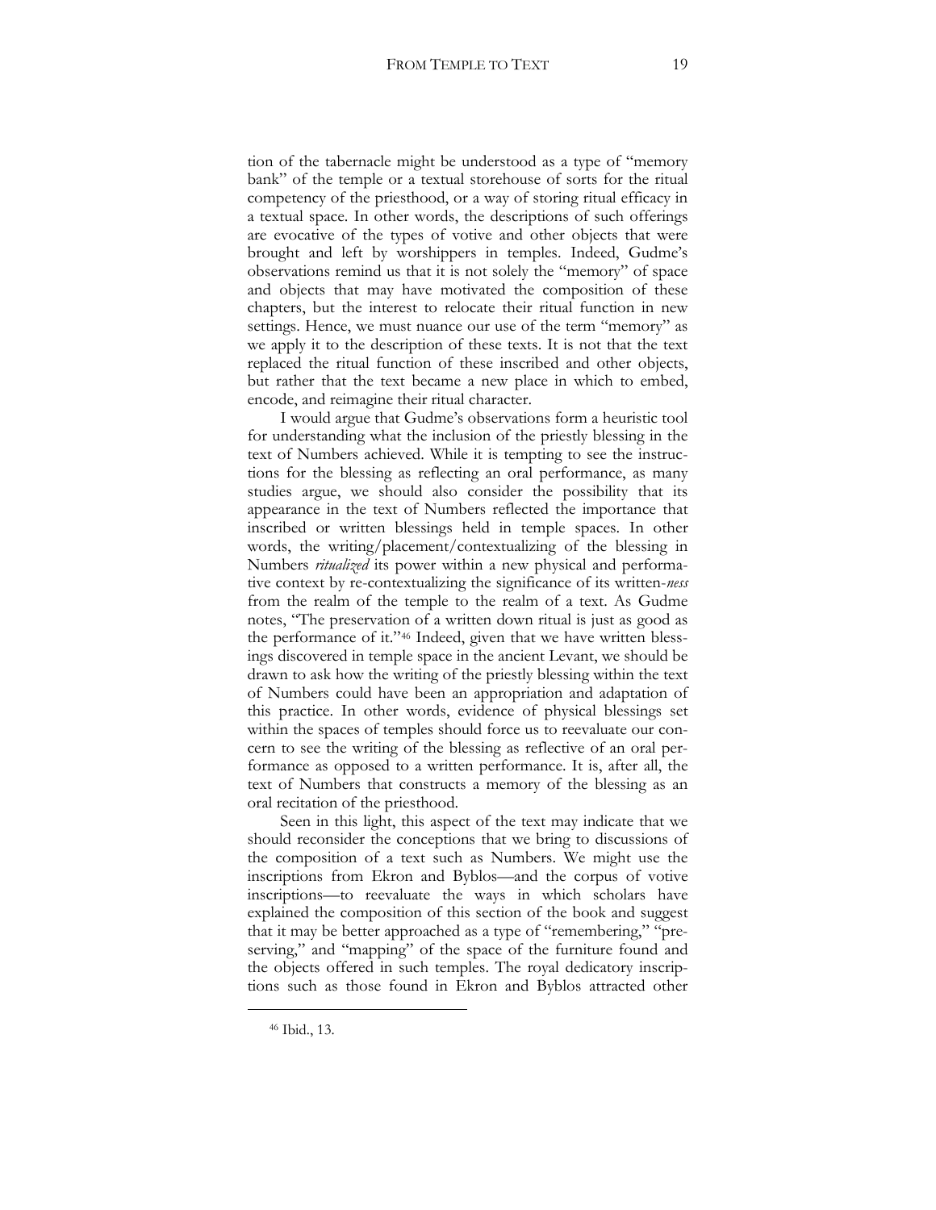tion of the tabernacle might be understood as a type of "memory bank" of the temple or a textual storehouse of sorts for the ritual competency of the priesthood, or a way of storing ritual efficacy in a textual space. In other words, the descriptions of such offerings are evocative of the types of votive and other objects that were brought and left by worshippers in temples. Indeed, Gudme's observations remind us that it is not solely the "memory" of space and objects that may have motivated the composition of these chapters, but the interest to relocate their ritual function in new settings. Hence, we must nuance our use of the term "memory" as we apply it to the description of these texts. It is not that the text replaced the ritual function of these inscribed and other objects, but rather that the text became a new place in which to embed, encode, and reimagine their ritual character.

I would argue that Gudme's observations form a heuristic tool for understanding what the inclusion of the priestly blessing in the text of Numbers achieved. While it is tempting to see the instructions for the blessing as reflecting an oral performance, as many studies argue, we should also consider the possibility that its appearance in the text of Numbers reflected the importance that inscribed or written blessings held in temple spaces. In other words, the writing/placement/contextualizing of the blessing in Numbers *ritualized* its power within a new physical and performative context by re-contextualizing the significance of its written-*ness* from the realm of the temple to the realm of a text. As Gudme notes, "The preservation of a written down ritual is just as good as the performance of it."[46] Indeed, given that we have written blessings discovered in temple space in the ancient Levant, we should be drawn to ask how the writing of the priestly blessing within the text of Numbers could have been an appropriation and adaptation of this practice. In other words, evidence of physical blessings set within the spaces of temples should force us to reevaluate our concern to see the writing of the blessing as reflective of an oral performance as opposed to a written performance. It is, after all, the text of Numbers that constructs a memory of the blessing as an oral recitation of the priesthood.

Seen in this light, this aspect of the text may indicate that we should reconsider the conceptions that we bring to discussions of the composition of a text such as Numbers. We might use the inscriptions from Ekron and Byblos—and the corpus of votive inscriptions—to reevaluate the ways in which scholars have explained the composition of this section of the book and suggest that it may be better approached as a type of "remembering," "preserving," and "mapping" of the space of the furniture found and the objects offered in such temples. The royal dedicatory inscriptions such as those found in Ekron and Byblos attracted other

[46] Ibid., 13.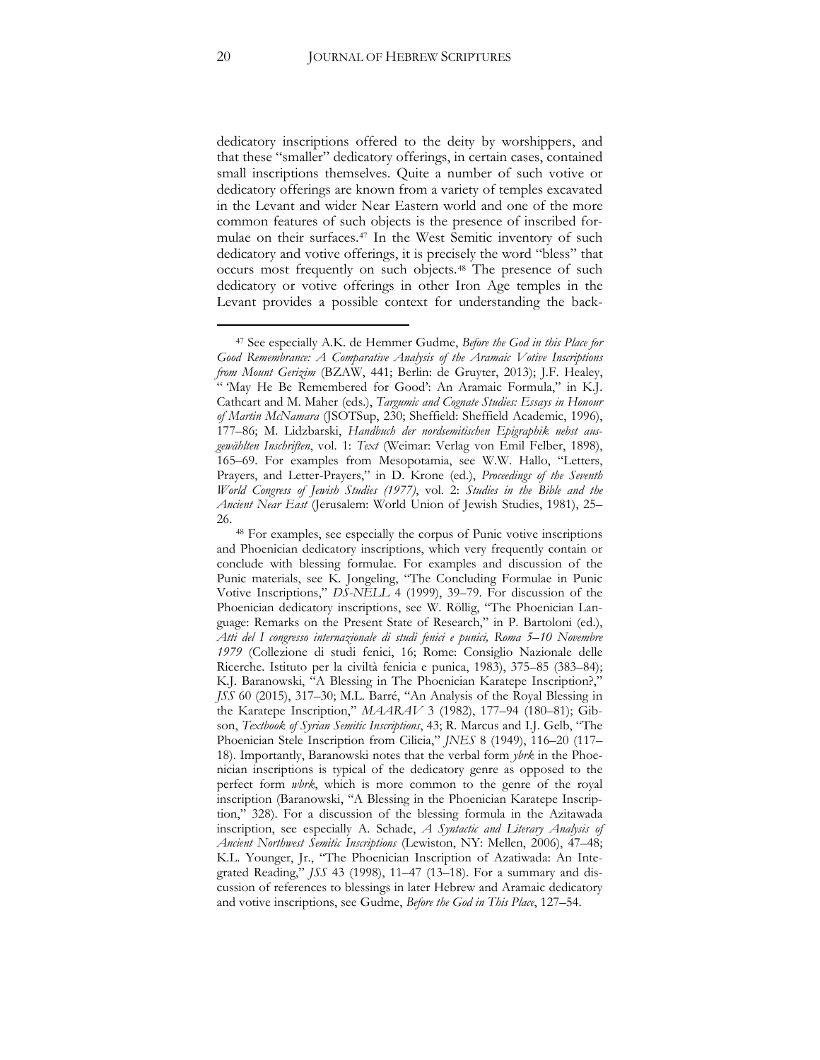dedicatory inscriptions offered to the deity by worshippers, and that these "smaller" dedicatory offerings, in certain cases, contained small inscriptions themselves. Quite a number of such votive or dedicatory offerings are known from a variety of temples excavated in the Levant and wider Near Eastern world and one of the more common features of such objects is the presence of inscribed formulae on their surfaces.[47] In the West Semitic inventory of such dedicatory and votive offerings, it is precisely the word "bless" that occurs most frequently on such objects.[48] The presence of such dedicatory or votive offerings in other Iron Age temples in the Levant provides a possible context for understanding the back-

---

[47] See especially A.K. de Hemmer Gudme, *Before the God in this Place for Good Remembrance: A Comparative Analysis of the Aramaic Votive Inscriptions from Mount Gerizim* (BZAW, 441; Berlin: de Gruyter, 2013); J.F. Healey, " 'May He Be Remembered for Good': An Aramaic Formula," in K.J. Cathcart and M. Maher (eds.), *Targumic and Cognate Studies: Essays in Honour of Martin McNamara* (JSOTSup, 230; Sheffield: Sheffield Academic, 1996), 177–86; M. Lidzbarski, *Handbuch der nordsemitischen Epigraphik nebst ausgewählten Inschriften*, vol. 1: *Text* (Weimar: Verlag von Emil Felber, 1898), 165–69. For examples from Mesopotamia, see W.W. Hallo, "Letters, Prayers, and Letter-Prayers," in D. Krone (ed.), *Proceedings of the Seventh World Congress of Jewish Studies (1977)*, vol. 2: *Studies in the Bible and the Ancient Near East* (Jerusalem: World Union of Jewish Studies, 1981), 25–26.

[48] For examples, see especially the corpus of Punic votive inscriptions and Phoenician dedicatory inscriptions, which very frequently contain or conclude with blessing formulae. For examples and discussion of the Punic materials, see K. Jongeling, "The Concluding Formulae in Punic Votive Inscriptions," *DS-NELL* 4 (1999), 39–79. For discussion of the Phoenician dedicatory inscriptions, see W. Röllig, "The Phoenician Language: Remarks on the Present State of Research," in P. Bartoloni (ed.), *Atti del I congresso internazionale di studi fenici e punici, Roma 5–10 Novembre 1979* (Collezione di studi fenici, 16; Rome: Consiglio Nazionale delle Ricerche. Istituto per la civiltà fenicia e punica, 1983), 375–85 (383–84); K.J. Baranowski, "A Blessing in The Phoenician Karatepe Inscription?," *JSS* 60 (2015), 317–30; M.L. Barré, "An Analysis of the Royal Blessing in the Karatepe Inscription," *MAARAV* 3 (1982), 177–94 (180–81); Gibson, *Textbook of Syrian Semitic Inscriptions*, 43; R. Marcus and I.J. Gelb, "The Phoenician Stele Inscription from Cilicia," *JNES* 8 (1949), 116–20 (117–18). Importantly, Baranowski notes that the verbal form *ybrk* in the Phoenician inscriptions is typical of the dedicatory genre as opposed to the perfect form *wbrk*, which is more common to the genre of the royal inscription (Baranowski, "A Blessing in the Phoenician Karatepe Inscription," 328). For a discussion of the blessing formula in the Azitawada inscription, see especially A. Schade, *A Syntactic and Literary Analysis of Ancient Northwest Semitic Inscriptions* (Lewiston, NY: Mellen, 2006), 47–48; K.L. Younger, Jr., "The Phoenician Inscription of Azatiwada: An Integrated Reading," *JSS* 43 (1998), 11–47 (13–18). For a summary and discussion of references to blessings in later Hebrew and Aramaic dedicatory and votive inscriptions, see Gudme, *Before the God in This Place*, 127–54.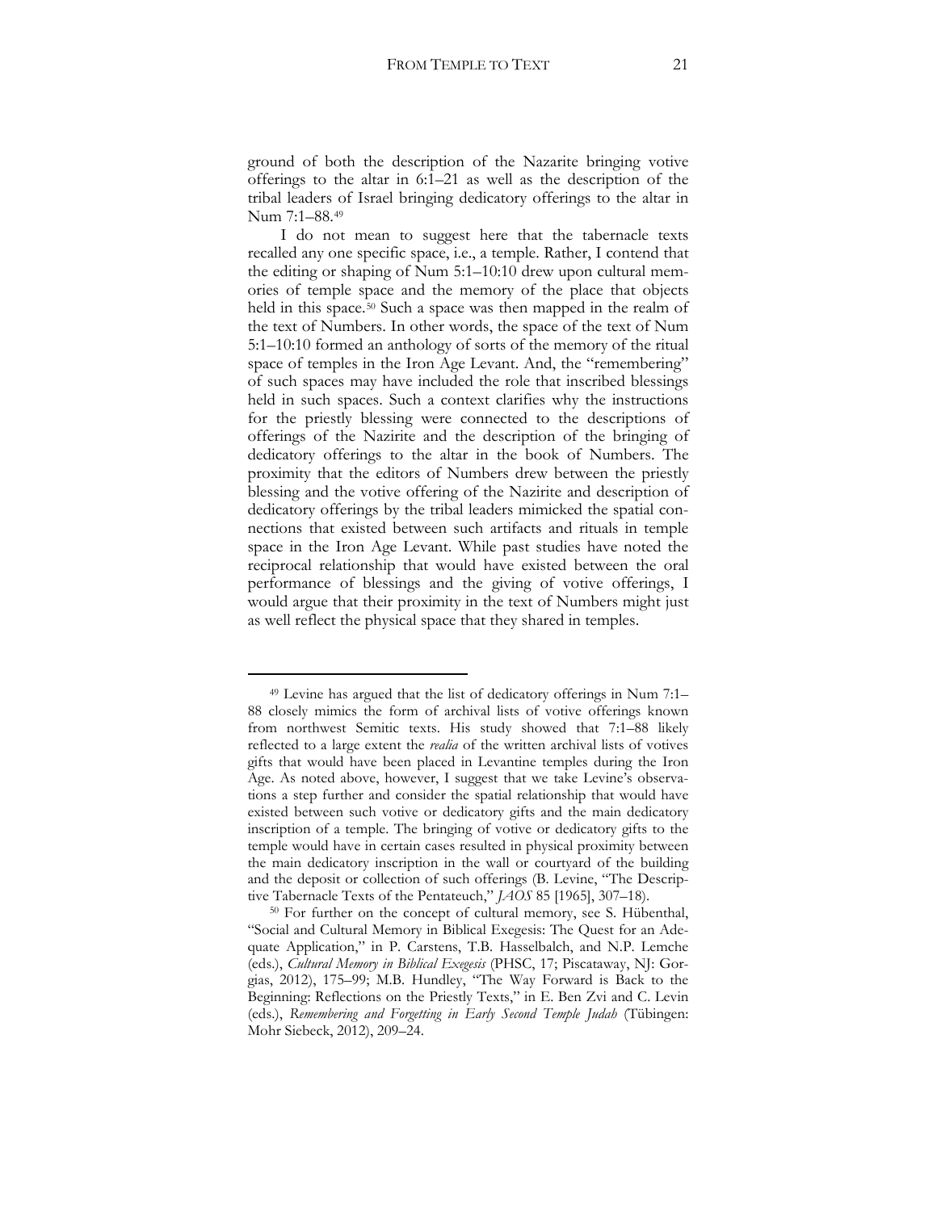ground of both the description of the Nazarite bringing votive offerings to the altar in 6:1–21 as well as the description of the tribal leaders of Israel bringing dedicatory offerings to the altar in Num 7:1–88.[49]

I do not mean to suggest here that the tabernacle texts recalled any one specific space, i.e., a temple. Rather, I contend that the editing or shaping of Num 5:1–10:10 drew upon cultural memories of temple space and the memory of the place that objects held in this space.[50] Such a space was then mapped in the realm of the text of Numbers. In other words, the space of the text of Num 5:1–10:10 formed an anthology of sorts of the memory of the ritual space of temples in the Iron Age Levant. And, the "remembering" of such spaces may have included the role that inscribed blessings held in such spaces. Such a context clarifies why the instructions for the priestly blessing were connected to the descriptions of offerings of the Nazirite and the description of the bringing of dedicatory offerings to the altar in the book of Numbers. The proximity that the editors of Numbers drew between the priestly blessing and the votive offering of the Nazirite and description of dedicatory offerings by the tribal leaders mimicked the spatial connections that existed between such artifacts and rituals in temple space in the Iron Age Levant. While past studies have noted the reciprocal relationship that would have existed between the oral performance of blessings and the giving of votive offerings, I would argue that their proximity in the text of Numbers might just as well reflect the physical space that they shared in temples.

---

[49] Levine has argued that the list of dedicatory offerings in Num 7:1–88 closely mimics the form of archival lists of votive offerings known from northwest Semitic texts. His study showed that 7:1–88 likely reflected to a large extent the *realia* of the written archival lists of votives gifts that would have been placed in Levantine temples during the Iron Age. As noted above, however, I suggest that we take Levine's observations a step further and consider the spatial relationship that would have existed between such votive or dedicatory gifts and the main dedicatory inscription of a temple. The bringing of votive or dedicatory gifts to the temple would have in certain cases resulted in physical proximity between the main dedicatory inscription in the wall or courtyard of the building and the deposit or collection of such offerings (B. Levine, "The Descriptive Tabernacle Texts of the Pentateuch," *JAOS* 85 [1965], 307–18).

[50] For further on the concept of cultural memory, see S. Hübenthal, "Social and Cultural Memory in Biblical Exegesis: The Quest for an Adequate Application," in P. Carstens, T.B. Hasselbalch, and N.P. Lemche (eds.), *Cultural Memory in Biblical Exegesis* (PHSC, 17; Piscataway, NJ: Gorgias, 2012), 175–99; M.B. Hundley, "The Way Forward is Back to the Beginning: Reflections on the Priestly Texts," in E. Ben Zvi and C. Levin (eds.), *Remembering and Forgetting in Early Second Temple Judah* (Tübingen: Mohr Siebeck, 2012), 209–24.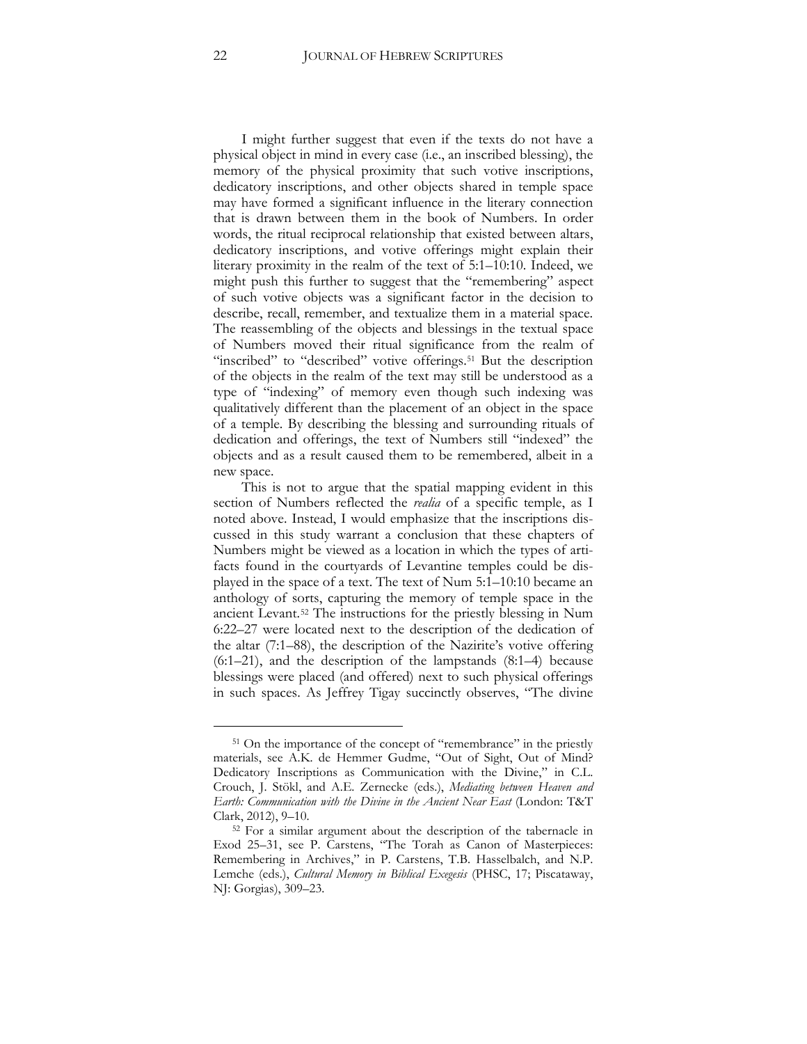I might further suggest that even if the texts do not have a physical object in mind in every case (i.e., an inscribed blessing), the memory of the physical proximity that such votive inscriptions, dedicatory inscriptions, and other objects shared in temple space may have formed a significant influence in the literary connection that is drawn between them in the book of Numbers. In order words, the ritual reciprocal relationship that existed between altars, dedicatory inscriptions, and votive offerings might explain their literary proximity in the realm of the text of 5:1–10:10. Indeed, we might push this further to suggest that the "remembering" aspect of such votive objects was a significant factor in the decision to describe, recall, remember, and textualize them in a material space. The reassembling of the objects and blessings in the textual space of Numbers moved their ritual significance from the realm of "inscribed" to "described" votive offerings.[51] But the description of the objects in the realm of the text may still be understood as a type of "indexing" of memory even though such indexing was qualitatively different than the placement of an object in the space of a temple. By describing the blessing and surrounding rituals of dedication and offerings, the text of Numbers still "indexed" the objects and as a result caused them to be remembered, albeit in a new space.

This is not to argue that the spatial mapping evident in this section of Numbers reflected the *realia* of a specific temple, as I noted above. Instead, I would emphasize that the inscriptions discussed in this study warrant a conclusion that these chapters of Numbers might be viewed as a location in which the types of artifacts found in the courtyards of Levantine temples could be displayed in the space of a text. The text of Num 5:1–10:10 became an anthology of sorts, capturing the memory of temple space in the ancient Levant.[52] The instructions for the priestly blessing in Num 6:22–27 were located next to the description of the dedication of the altar (7:1–88), the description of the Nazirite's votive offering (6:1–21), and the description of the lampstands (8:1–4) because blessings were placed (and offered) next to such physical offerings in such spaces. As Jeffrey Tigay succinctly observes, "The divine

---

[51] On the importance of the concept of "remembrance" in the priestly materials, see A.K. de Hemmer Gudme, "Out of Sight, Out of Mind? Dedicatory Inscriptions as Communication with the Divine," in C.L. Crouch, J. Stökl, and A.E. Zernecke (eds.), *Mediating between Heaven and Earth: Communication with the Divine in the Ancient Near East* (London: T&T Clark, 2012), 9–10.

[52] For a similar argument about the description of the tabernacle in Exod 25–31, see P. Carstens, "The Torah as Canon of Masterpieces: Remembering in Archives," in P. Carstens, T.B. Hasselbalch, and N.P. Lemche (eds.), *Cultural Memory in Biblical Exegesis* (PHSC, 17; Piscataway, NJ: Gorgias), 309–23.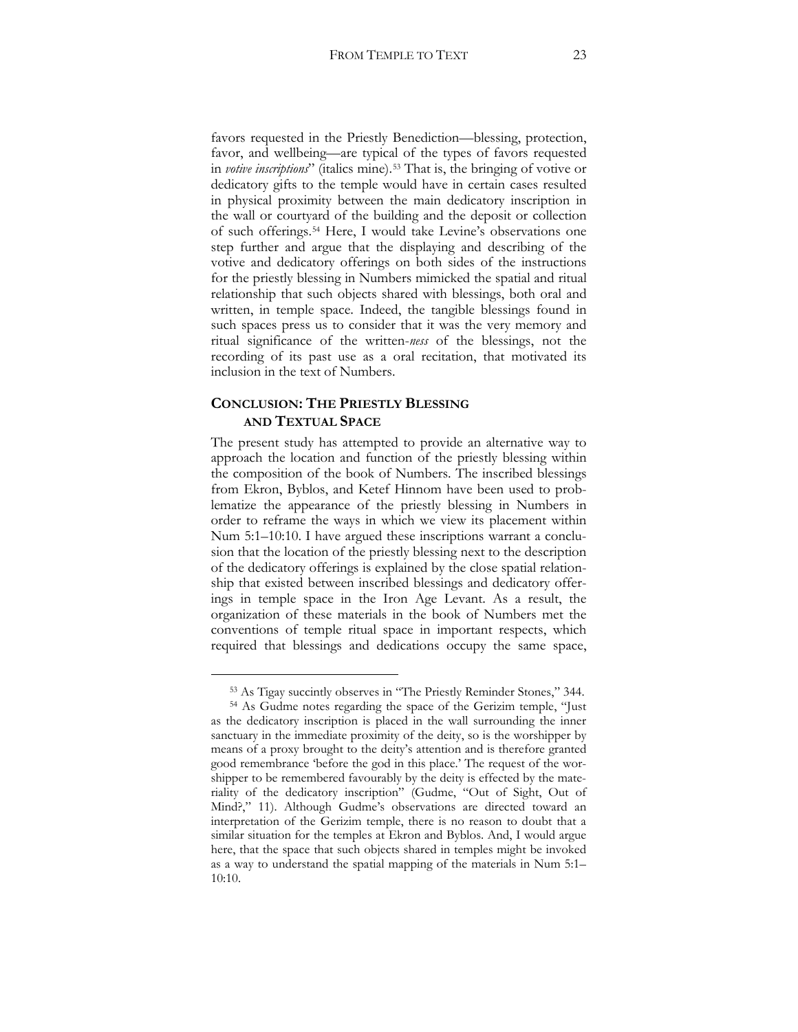favors requested in the Priestly Benediction—blessing, protection, favor, and wellbeing—are typical of the types of favors requested in *votive inscriptions*" (italics mine).[53] That is, the bringing of votive or dedicatory gifts to the temple would have in certain cases resulted in physical proximity between the main dedicatory inscription in the wall or courtyard of the building and the deposit or collection of such offerings.[54] Here, I would take Levine's observations one step further and argue that the displaying and describing of the votive and dedicatory offerings on both sides of the instructions for the priestly blessing in Numbers mimicked the spatial and ritual relationship that such objects shared with blessings, both oral and written, in temple space. Indeed, the tangible blessings found in such spaces press us to consider that it was the very memory and ritual significance of the written-*ness* of the blessings, not the recording of its past use as a oral recitation, that motivated its inclusion in the text of Numbers.

## CONCLUSION: THE PRIESTLY BLESSING AND TEXTUAL SPACE

The present study has attempted to provide an alternative way to approach the location and function of the priestly blessing within the composition of the book of Numbers. The inscribed blessings from Ekron, Byblos, and Ketef Hinnom have been used to problematize the appearance of the priestly blessing in Numbers in order to reframe the ways in which we view its placement within Num 5:1–10:10. I have argued these inscriptions warrant a conclusion that the location of the priestly blessing next to the description of the dedicatory offerings is explained by the close spatial relationship that existed between inscribed blessings and dedicatory offerings in temple space in the Iron Age Levant. As a result, the organization of these materials in the book of Numbers met the conventions of temple ritual space in important respects, which required that blessings and dedications occupy the same space,

---

[53] As Tigay succinctly observes in "The Priestly Reminder Stones," 344.

[54] As Gudme notes regarding the space of the Gerizim temple, "Just as the dedicatory inscription is placed in the wall surrounding the inner sanctuary in the immediate proximity of the deity, so is the worshipper by means of a proxy brought to the deity's attention and is therefore granted good remembrance 'before the god in this place.' The request of the worshipper to be remembered favourably by the deity is effected by the materiality of the dedicatory inscription" (Gudme, "Out of Sight, Out of Mind?," 11). Although Gudme's observations are directed toward an interpretation of the Gerizim temple, there is no reason to doubt that a similar situation for the temples at Ekron and Byblos. And, I would argue here, that the space that such objects shared in temples might be invoked as a way to understand the spatial mapping of the materials in Num 5:1–10:10.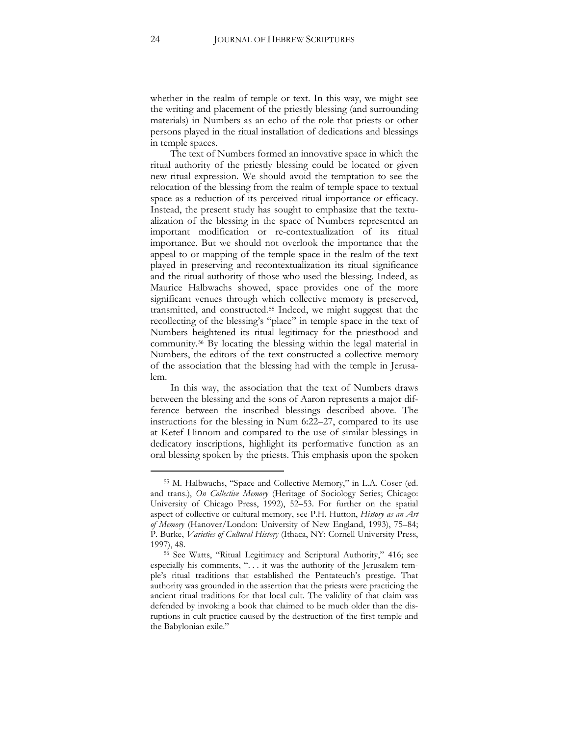whether in the realm of temple or text. In this way, we might see the writing and placement of the priestly blessing (and surrounding materials) in Numbers as an echo of the role that priests or other persons played in the ritual installation of dedications and blessings in temple spaces.

The text of Numbers formed an innovative space in which the ritual authority of the priestly blessing could be located or given new ritual expression. We should avoid the temptation to see the relocation of the blessing from the realm of temple space to textual space as a reduction of its perceived ritual importance or efficacy. Instead, the present study has sought to emphasize that the textualization of the blessing in the space of Numbers represented an important modification or re-contextualization of its ritual importance. But we should not overlook the importance that the appeal to or mapping of the temple space in the realm of the text played in preserving and recontextualization its ritual significance and the ritual authority of those who used the blessing. Indeed, as Maurice Halbwachs showed, space provides one of the more significant venues through which collective memory is preserved, transmitted, and constructed.[55] Indeed, we might suggest that the recollecting of the blessing's "place" in temple space in the text of Numbers heightened its ritual legitimacy for the priesthood and community.[56] By locating the blessing within the legal material in Numbers, the editors of the text constructed a collective memory of the association that the blessing had with the temple in Jerusalem.

In this way, the association that the text of Numbers draws between the blessing and the sons of Aaron represents a major difference between the inscribed blessings described above. The instructions for the blessing in Num 6:22–27, compared to its use at Ketef Hinnom and compared to the use of similar blessings in dedicatory inscriptions, highlight its performative function as an oral blessing spoken by the priests. This emphasis upon the spoken

---

[55] M. Halbwachs, "Space and Collective Memory," in L.A. Coser (ed. and trans.), *On Collective Memory* (Heritage of Sociology Series; Chicago: University of Chicago Press, 1992), 52–53. For further on the spatial aspect of collective or cultural memory, see P.H. Hutton, *History as an Art of Memory* (Hanover/London: University of New England, 1993), 75–84; P. Burke, *Varieties of Cultural History* (Ithaca, NY: Cornell University Press, 1997), 48.

[56] See Watts, "Ritual Legitimacy and Scriptural Authority," 416; see especially his comments, ". . . it was the authority of the Jerusalem temple's ritual traditions that established the Pentateuch's prestige. That authority was grounded in the assertion that the priests were practicing the ancient ritual traditions for that local cult. The validity of that claim was defended by invoking a book that claimed to be much older than the disruptions in cult practice caused by the destruction of the first temple and the Babylonian exile."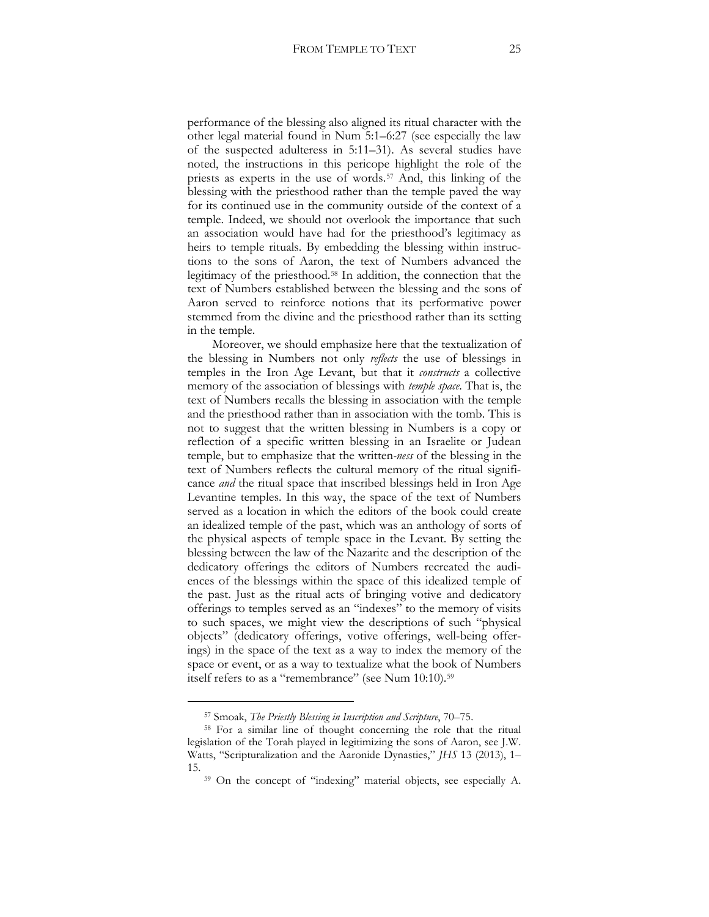performance of the blessing also aligned its ritual character with the other legal material found in Num 5:1–6:27 (see especially the law of the suspected adulteress in 5:11–31). As several studies have noted, the instructions in this pericope highlight the role of the priests as experts in the use of words.[57] And, this linking of the blessing with the priesthood rather than the temple paved the way for its continued use in the community outside of the context of a temple. Indeed, we should not overlook the importance that such an association would have had for the priesthood's legitimacy as heirs to temple rituals. By embedding the blessing within instructions to the sons of Aaron, the text of Numbers advanced the legitimacy of the priesthood.[58] In addition, the connection that the text of Numbers established between the blessing and the sons of Aaron served to reinforce notions that its performative power stemmed from the divine and the priesthood rather than its setting in the temple.

Moreover, we should emphasize here that the textualization of the blessing in Numbers not only *reflects* the use of blessings in temples in the Iron Age Levant, but that it *constructs* a collective memory of the association of blessings with *temple space*. That is, the text of Numbers recalls the blessing in association with the temple and the priesthood rather than in association with the tomb. This is not to suggest that the written blessing in Numbers is a copy or reflection of a specific written blessing in an Israelite or Judean temple, but to emphasize that the written-*ness* of the blessing in the text of Numbers reflects the cultural memory of the ritual significance *and* the ritual space that inscribed blessings held in Iron Age Levantine temples. In this way, the space of the text of Numbers served as a location in which the editors of the book could create an idealized temple of the past, which was an anthology of sorts of the physical aspects of temple space in the Levant. By setting the blessing between the law of the Nazarite and the description of the dedicatory offerings the editors of Numbers recreated the audiences of the blessings within the space of this idealized temple of the past. Just as the ritual acts of bringing votive and dedicatory offerings to temples served as an "indexes" to the memory of visits to such spaces, we might view the descriptions of such "physical objects" (dedicatory offerings, votive offerings, well-being offerings) in the space of the text as a way to index the memory of the space or event, or as a way to textualize what the book of Numbers itself refers to as a "remembrance" (see Num 10:10).[59]

---

[57] Smoak, *The Priestly Blessing in Inscription and Scripture*, 70–75.

[58] For a similar line of thought concerning the role that the ritual legislation of the Torah played in legitimizing the sons of Aaron, see J.W. Watts, "Scripturalization and the Aaronide Dynasties," *JHS* 13 (2013), 1–15.

[59] On the concept of "indexing" material objects, see especially A.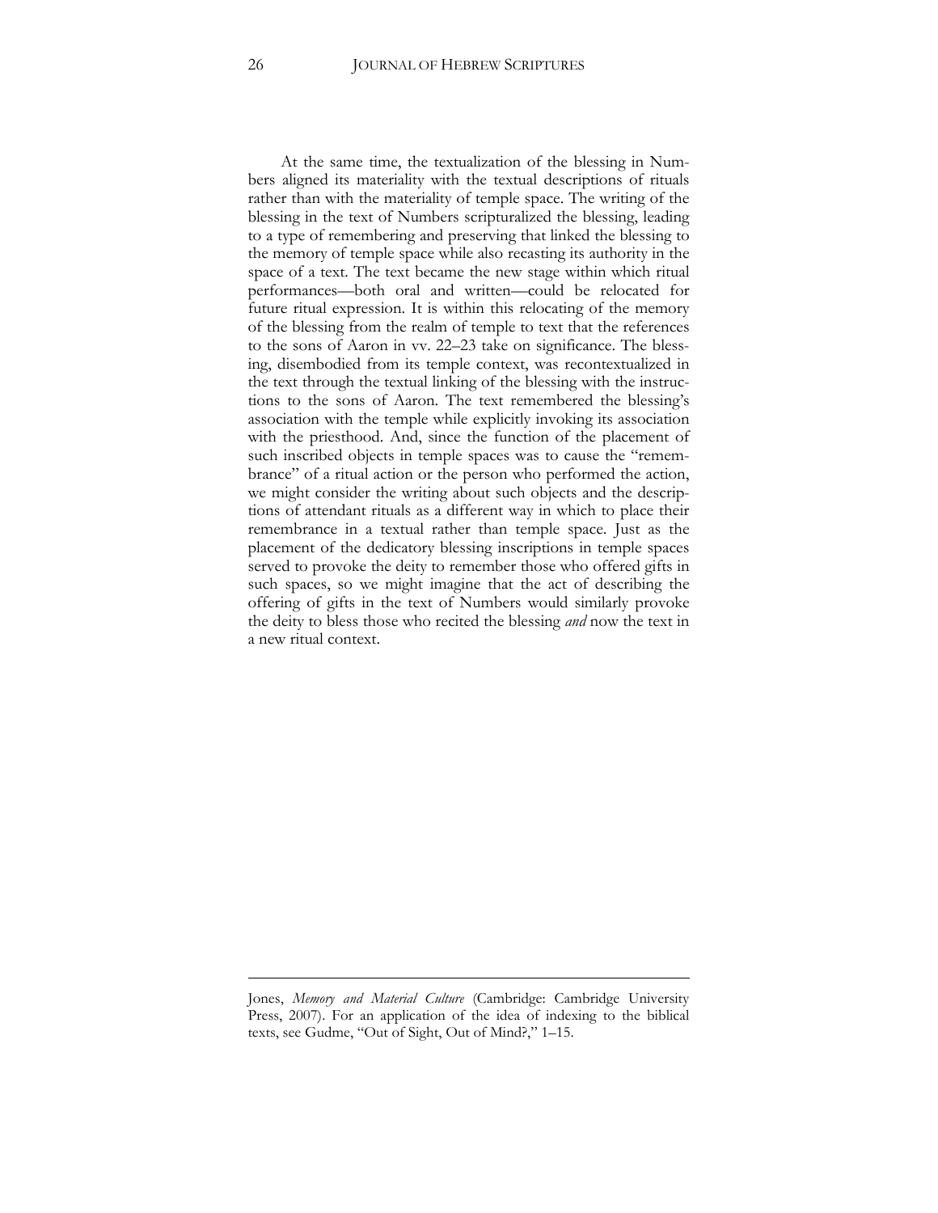At the same time, the textualization of the blessing in Numbers aligned its materiality with the textual descriptions of rituals rather than with the materiality of temple space. The writing of the blessing in the text of Numbers scripturalized the blessing, leading to a type of remembering and preserving that linked the blessing to the memory of temple space while also recasting its authority in the space of a text. The text became the new stage within which ritual performances—both oral and written—could be relocated for future ritual expression. It is within this relocating of the memory of the blessing from the realm of temple to text that the references to the sons of Aaron in vv. 22–23 take on significance. The blessing, disembodied from its temple context, was recontextualized in the text through the textual linking of the blessing with the instructions to the sons of Aaron. The text remembered the blessing's association with the temple while explicitly invoking its association with the priesthood. And, since the function of the placement of such inscribed objects in temple spaces was to cause the "remembrance" of a ritual action or the person who performed the action, we might consider the writing about such objects and the descriptions of attendant rituals as a different way in which to place their remembrance in a textual rather than temple space. Just as the placement of the dedicatory blessing inscriptions in temple spaces served to provoke the deity to remember those who offered gifts in such spaces, so we might imagine that the act of describing the offering of gifts in the text of Numbers would similarly provoke the deity to bless those who recited the blessing *and* now the text in a new ritual context.

---

Jones, *Memory and Material Culture* (Cambridge: Cambridge University Press, 2007). For an application of the idea of indexing to the biblical texts, see Gudme, "Out of Sight, Out of Mind?," 1–15.